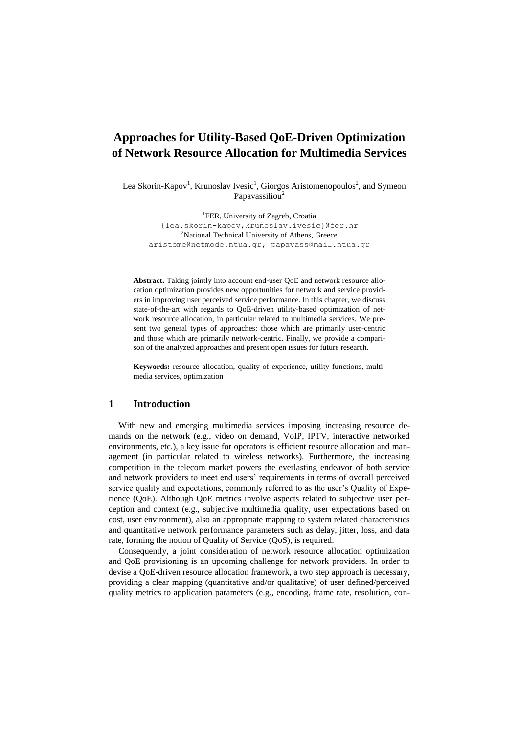# Approaches for Utility-Based QoE-Driven Optimization of Network Resource Allocation for Multimedia Services

Lea Skorin-Kapov[1], Krunoslav Ivesic[1], Giorgos Aristomenopoulos[2], and Symeon Papavassiliou[2]

[1]FER, University of Zagreb, Croatia
{lea.skorin-kapov,krunoslav.ivesic}@fer.hr
[2]National Technical University of Athens, Greece
aristome@netmode.ntua.gr, papavass@mail.ntua.gr

**Abstract.** Taking jointly into account end-user QoE and network resource allocation optimization provides new opportunities for network and service providers in improving user perceived service performance. In this chapter, we discuss state-of-the-art with regards to QoE-driven utility-based optimization of network resource allocation, in particular related to multimedia services. We present two general types of approaches: those which are primarily user-centric and those which are primarily network-centric. Finally, we provide a comparison of the analyzed approaches and present open issues for future research.

**Keywords:** resource allocation, quality of experience, utility functions, multimedia services, optimization

## 1 Introduction

With new and emerging multimedia services imposing increasing resource demands on the network (e.g., video on demand, VoIP, IPTV, interactive networked environments, etc.), a key issue for operators is efficient resource allocation and management (in particular related to wireless networks). Furthermore, the increasing competition in the telecom market powers the everlasting endeavor of both service and network providers to meet end users' requirements in terms of overall perceived service quality and expectations, commonly referred to as the user's Quality of Experience (QoE). Although QoE metrics involve aspects related to subjective user perception and context (e.g., subjective multimedia quality, user expectations based on cost, user environment), also an appropriate mapping to system related characteristics and quantitative network performance parameters such as delay, jitter, loss, and data rate, forming the notion of Quality of Service (QoS), is required.

Consequently, a joint consideration of network resource allocation optimization and QoE provisioning is an upcoming challenge for network providers. In order to devise a QoE-driven resource allocation framework, a two step approach is necessary, providing a clear mapping (quantitative and/or qualitative) of user defined/perceived quality metrics to application parameters (e.g., encoding, frame rate, resolution, con-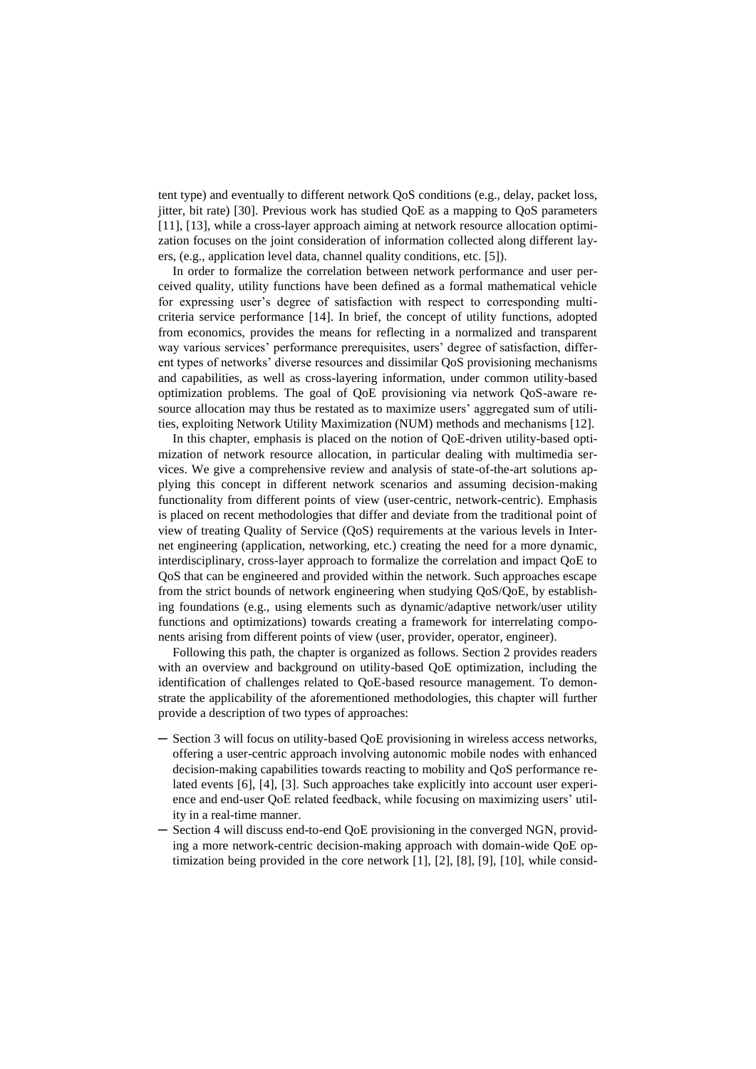tent type) and eventually to different network QoS conditions (e.g., delay, packet loss, jitter, bit rate) [30]. Previous work has studied QoE as a mapping to QoS parameters [11], [13], while a cross-layer approach aiming at network resource allocation optimization focuses on the joint consideration of information collected along different layers, (e.g., application level data, channel quality conditions, etc. [5]).

In order to formalize the correlation between network performance and user perceived quality, utility functions have been defined as a formal mathematical vehicle for expressing user's degree of satisfaction with respect to corresponding multi-criteria service performance [14]. In brief, the concept of utility functions, adopted from economics, provides the means for reflecting in a normalized and transparent way various services' performance prerequisites, users' degree of satisfaction, different types of networks' diverse resources and dissimilar QoS provisioning mechanisms and capabilities, as well as cross-layering information, under common utility-based optimization problems. The goal of QoE provisioning via network QoS-aware resource allocation may thus be restated as to maximize users' aggregated sum of utilities, exploiting Network Utility Maximization (NUM) methods and mechanisms [12].

In this chapter, emphasis is placed on the notion of QoE-driven utility-based optimization of network resource allocation, in particular dealing with multimedia services. We give a comprehensive review and analysis of state-of-the-art solutions applying this concept in different network scenarios and assuming decision-making functionality from different points of view (user-centric, network-centric). Emphasis is placed on recent methodologies that differ and deviate from the traditional point of view of treating Quality of Service (QoS) requirements at the various levels in Internet engineering (application, networking, etc.) creating the need for a more dynamic, interdisciplinary, cross-layer approach to formalize the correlation and impact QoE to QoS that can be engineered and provided within the network. Such approaches escape from the strict bounds of network engineering when studying QoS/QoE, by establishing foundations (e.g., using elements such as dynamic/adaptive network/user utility functions and optimizations) towards creating a framework for interrelating components arising from different points of view (user, provider, operator, engineer).

Following this path, the chapter is organized as follows. Section 2 provides readers with an overview and background on utility-based QoE optimization, including the identification of challenges related to QoE-based resource management. To demonstrate the applicability of the aforementioned methodologies, this chapter will further provide a description of two types of approaches:

- Section 3 will focus on utility-based QoE provisioning in wireless access networks, offering a user-centric approach involving autonomic mobile nodes with enhanced decision-making capabilities towards reacting to mobility and QoS performance related events [6], [4], [3]. Such approaches take explicitly into account user experience and end-user QoE related feedback, while focusing on maximizing users' utility in a real-time manner.
- Section 4 will discuss end-to-end QoE provisioning in the converged NGN, providing a more network-centric decision-making approach with domain-wide QoE optimization being provided in the core network [1], [2], [8], [9], [10], while consid-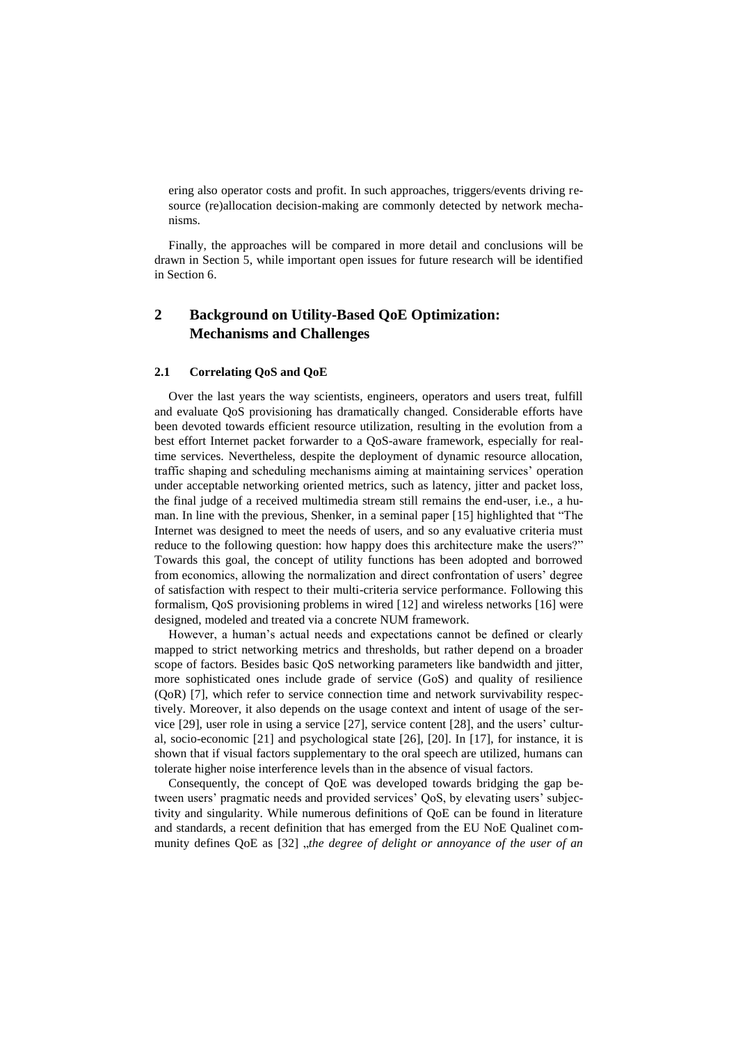ering also operator costs and profit. In such approaches, triggers/events driving resource (re)allocation decision-making are commonly detected by network mechanisms.

Finally, the approaches will be compared in more detail and conclusions will be drawn in Section 5, while important open issues for future research will be identified in Section 6.

## 2 Background on Utility-Based QoE Optimization: Mechanisms and Challenges

### 2.1 Correlating QoS and QoE

Over the last years the way scientists, engineers, operators and users treat, fulfill and evaluate QoS provisioning has dramatically changed. Considerable efforts have been devoted towards efficient resource utilization, resulting in the evolution from a best effort Internet packet forwarder to a QoS-aware framework, especially for real-time services. Nevertheless, despite the deployment of dynamic resource allocation, traffic shaping and scheduling mechanisms aiming at maintaining services' operation under acceptable networking oriented metrics, such as latency, jitter and packet loss, the final judge of a received multimedia stream still remains the end-user, i.e., a human. In line with the previous, Shenker, in a seminal paper [15] highlighted that "The Internet was designed to meet the needs of users, and so any evaluative criteria must reduce to the following question: how happy does this architecture make the users?" Towards this goal, the concept of utility functions has been adopted and borrowed from economics, allowing the normalization and direct confrontation of users' degree of satisfaction with respect to their multi-criteria service performance. Following this formalism, QoS provisioning problems in wired [12] and wireless networks [16] were designed, modeled and treated via a concrete NUM framework.

However, a human's actual needs and expectations cannot be defined or clearly mapped to strict networking metrics and thresholds, but rather depend on a broader scope of factors. Besides basic QoS networking parameters like bandwidth and jitter, more sophisticated ones include grade of service (GoS) and quality of resilience (QoR) [7], which refer to service connection time and network survivability respectively. Moreover, it also depends on the usage context and intent of usage of the service [29], user role in using a service [27], service content [28], and the users' cultural, socio-economic [21] and psychological state [26], [20]. In [17], for instance, it is shown that if visual factors supplementary to the oral speech are utilized, humans can tolerate higher noise interference levels than in the absence of visual factors.

Consequently, the concept of QoE was developed towards bridging the gap between users' pragmatic needs and provided services' QoS, by elevating users' subjectivity and singularity. While numerous definitions of QoE can be found in literature and standards, a recent definition that has emerged from the EU NoE Qualinet community defines QoE as [32] „*the degree of delight or annoyance of the user of an*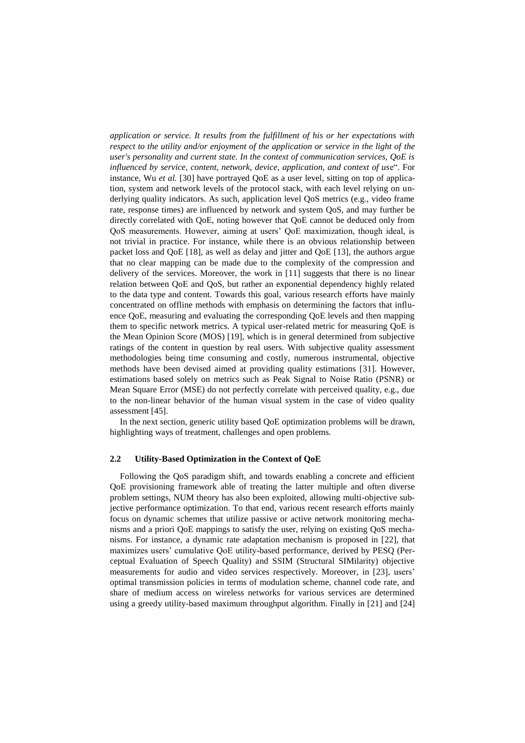*application or service. It results from the fulfillment of his or her expectations with respect to the utility and/or enjoyment of the application or service in the light of the user's personality and current state. In the context of communication services, QoE is influenced by service, content, network, device, application, and context of use*". For instance, Wu *et al.* [30] have portrayed QoE as a user level, sitting on top of application, system and network levels of the protocol stack, with each level relying on underlying quality indicators. As such, application level QoS metrics (e.g., video frame rate, response times) are influenced by network and system QoS, and may further be directly correlated with QoE, noting however that QoE cannot be deduced only from QoS measurements. However, aiming at users' QoE maximization, though ideal, is not trivial in practice. For instance, while there is an obvious relationship between packet loss and QoE [18], as well as delay and jitter and QoE [13], the authors argue that no clear mapping can be made due to the complexity of the compression and delivery of the services. Moreover, the work in [11] suggests that there is no linear relation between QoE and QoS, but rather an exponential dependency highly related to the data type and content. Towards this goal, various research efforts have mainly concentrated on offline methods with emphasis on determining the factors that influence QoE, measuring and evaluating the corresponding QoE levels and then mapping them to specific network metrics. A typical user-related metric for measuring QoE is the Mean Opinion Score (MOS) [19], which is in general determined from subjective ratings of the content in question by real users. With subjective quality assessment methodologies being time consuming and costly, numerous instrumental, objective methods have been devised aimed at providing quality estimations [31]. However, estimations based solely on metrics such as Peak Signal to Noise Ratio (PSNR) or Mean Square Error (MSE) do not perfectly correlate with perceived quality, e.g., due to the non-linear behavior of the human visual system in the case of video quality assessment [45].

In the next section, generic utility based QoE optimization problems will be drawn, highlighting ways of treatment, challenges and open problems.

### 2.2 Utility-Based Optimization in the Context of QoE

Following the QoS paradigm shift, and towards enabling a concrete and efficient QoE provisioning framework able of treating the latter multiple and often diverse problem settings, NUM theory has also been exploited, allowing multi-objective subjective performance optimization. To that end, various recent research efforts mainly focus on dynamic schemes that utilize passive or active network monitoring mechanisms and a priori QoE mappings to satisfy the user, relying on existing QoS mechanisms. For instance, a dynamic rate adaptation mechanism is proposed in [22], that maximizes users' cumulative QoE utility-based performance, derived by PESQ (Perceptual Evaluation of Speech Quality) and SSIM (Structural SIMilarity) objective measurements for audio and video services respectively. Moreover, in [23], users' optimal transmission policies in terms of modulation scheme, channel code rate, and share of medium access on wireless networks for various services are determined using a greedy utility-based maximum throughput algorithm. Finally in [21] and [24]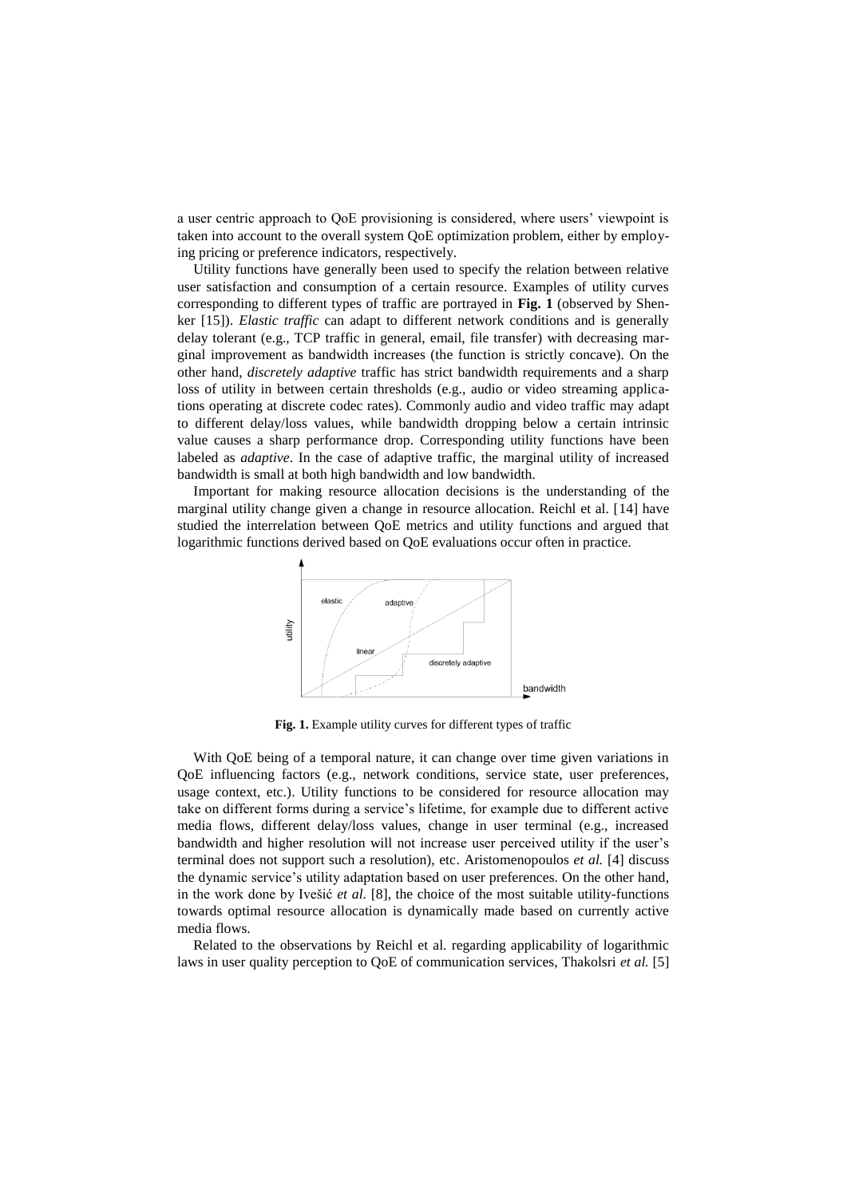a user centric approach to QoE provisioning is considered, where users' viewpoint is taken into account to the overall system QoE optimization problem, either by employing pricing or preference indicators, respectively.

Utility functions have generally been used to specify the relation between relative user satisfaction and consumption of a certain resource. Examples of utility curves corresponding to different types of traffic are portrayed in **Fig. 1** (observed by Shenker [15]). *Elastic traffic* can adapt to different network conditions and is generally delay tolerant (e.g., TCP traffic in general, email, file transfer) with decreasing marginal improvement as bandwidth increases (the function is strictly concave). On the other hand, *discretely adaptive* traffic has strict bandwidth requirements and a sharp loss of utility in between certain thresholds (e.g., audio or video streaming applications operating at discrete codec rates). Commonly audio and video traffic may adapt to different delay/loss values, while bandwidth dropping below a certain intrinsic value causes a sharp performance drop. Corresponding utility functions have been labeled as *adaptive*. In the case of adaptive traffic, the marginal utility of increased bandwidth is small at both high bandwidth and low bandwidth.

Important for making resource allocation decisions is the understanding of the marginal utility change given a change in resource allocation. Reichl et al. [14] have studied the interrelation between QoE metrics and utility functions and argued that logarithmic functions derived based on QoE evaluations occur often in practice.

utility

elastic

adaptive

linear

discretely adaptive

bandwidth

**Fig. 1.** Example utility curves for different types of traffic

With QoE being of a temporal nature, it can change over time given variations in QoE influencing factors (e.g., network conditions, service state, user preferences, usage context, etc.). Utility functions to be considered for resource allocation may take on different forms during a service's lifetime, for example due to different active media flows, different delay/loss values, change in user terminal (e.g., increased bandwidth and higher resolution will not increase user perceived utility if the user's terminal does not support such a resolution), etc. Aristomenopoulos *et al.* [4] discuss the dynamic service's utility adaptation based on user preferences. On the other hand, in the work done by Ivešić *et al.* [8], the choice of the most suitable utility-functions towards optimal resource allocation is dynamically made based on currently active media flows.

Related to the observations by Reichl et al. regarding applicability of logarithmic laws in user quality perception to QoE of communication services, Thakolsri *et al.* [5]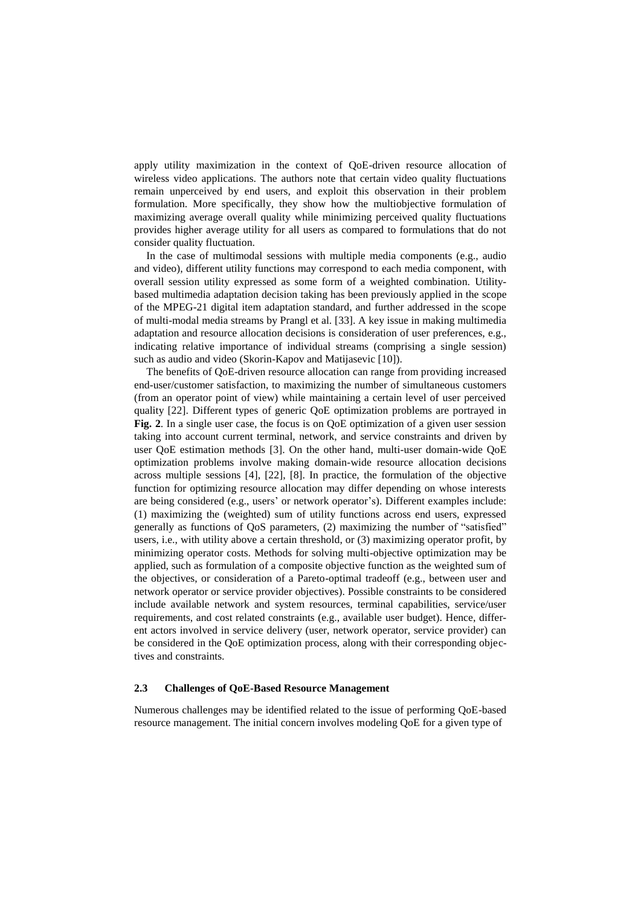apply utility maximization in the context of QoE-driven resource allocation of wireless video applications. The authors note that certain video quality fluctuations remain unperceived by end users, and exploit this observation in their problem formulation. More specifically, they show how the multiobjective formulation of maximizing average overall quality while minimizing perceived quality fluctuations provides higher average utility for all users as compared to formulations that do not consider quality fluctuation.

In the case of multimodal sessions with multiple media components (e.g., audio and video), different utility functions may correspond to each media component, with overall session utility expressed as some form of a weighted combination. Utility-based multimedia adaptation decision taking has been previously applied in the scope of the MPEG-21 digital item adaptation standard, and further addressed in the scope of multi-modal media streams by Prangl et al. [33]. A key issue in making multimedia adaptation and resource allocation decisions is consideration of user preferences, e.g., indicating relative importance of individual streams (comprising a single session) such as audio and video (Skorin-Kapov and Matijasevic [10]).

The benefits of QoE-driven resource allocation can range from providing increased end-user/customer satisfaction, to maximizing the number of simultaneous customers (from an operator point of view) while maintaining a certain level of user perceived quality [22]. Different types of generic QoE optimization problems are portrayed in **Fig. 2**. In a single user case, the focus is on QoE optimization of a given user session taking into account current terminal, network, and service constraints and driven by user QoE estimation methods [3]. On the other hand, multi-user domain-wide QoE optimization problems involve making domain-wide resource allocation decisions across multiple sessions [4], [22], [8]. In practice, the formulation of the objective function for optimizing resource allocation may differ depending on whose interests are being considered (e.g., users' or network operator's). Different examples include: (1) maximizing the (weighted) sum of utility functions across end users, expressed generally as functions of QoS parameters, (2) maximizing the number of "satisfied" users, i.e., with utility above a certain threshold, or (3) maximizing operator profit, by minimizing operator costs. Methods for solving multi-objective optimization may be applied, such as formulation of a composite objective function as the weighted sum of the objectives, or consideration of a Pareto-optimal tradeoff (e.g., between user and network operator or service provider objectives). Possible constraints to be considered include available network and system resources, terminal capabilities, service/user requirements, and cost related constraints (e.g., available user budget). Hence, different actors involved in service delivery (user, network operator, service provider) can be considered in the QoE optimization process, along with their corresponding objectives and constraints.

### 2.3 Challenges of QoE-Based Resource Management

Numerous challenges may be identified related to the issue of performing QoE-based resource management. The initial concern involves modeling QoE for a given type of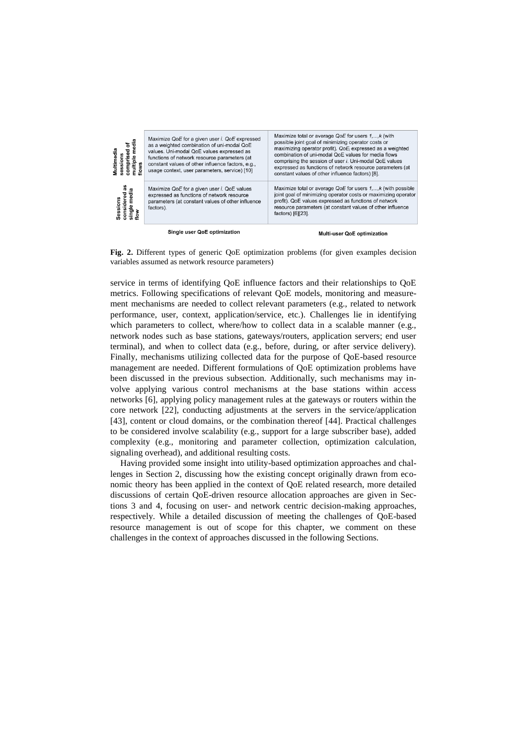| | Single user QoE optimization | Multi-user QoE optimization |
|---|---|---|
| **Multimedia sessions comprised of multiple media flows** | Maximize *QoE* for a given user *i*. *QoE* expressed as a weighted combination of uni-modal QoE values. Uni-modal QoE values expressed as functions of network resource parameters (at constant values of other influence factors, e.g., usage context, user parameters, service) [10] | Maximize total or average *QoE* for users *1,…,k* (with possible joint goal of minimizing operator costs or maximizing operator profit). $QoE_i$ expressed as a weighted combination of uni-modal QoE values for media flows comprising the session of user *i*. Uni-modal QoE values expressed as functions of network resource parameters (at constant values of other influence factors) [8]. |
| **Sessions considered as single media flow** | Maximize *QoE* for a given user *i*. QoE values expressed as functions of network resource parameters (at constant values of other influence factors). | Maximize total or average *QoE* for users *1,…,k* (with possible joint goal of minimizing operator costs or maximizing operator profit). QoE values expressed as functions of network resource parameters (at constant values of other influence factors) [6][23]. |

**Fig. 2.** Different types of generic QoE optimization problems (for given examples decision variables assumed as network resource parameters)

service in terms of identifying QoE influence factors and their relationships to QoE metrics. Following specifications of relevant QoE models, monitoring and measurement mechanisms are needed to collect relevant parameters (e.g., related to network performance, user, context, application/service, etc.). Challenges lie in identifying which parameters to collect, where/how to collect data in a scalable manner (e.g., network nodes such as base stations, gateways/routers, application servers; end user terminal), and when to collect data (e.g., before, during, or after service delivery). Finally, mechanisms utilizing collected data for the purpose of QoE-based resource management are needed. Different formulations of QoE optimization problems have been discussed in the previous subsection. Additionally, such mechanisms may involve applying various control mechanisms at the base stations within access networks [6], applying policy management rules at the gateways or routers within the core network [22], conducting adjustments at the servers in the service/application [43], content or cloud domains, or the combination thereof [44]. Practical challenges to be considered involve scalability (e.g., support for a large subscriber base), added complexity (e.g., monitoring and parameter collection, optimization calculation, signaling overhead), and additional resulting costs.

Having provided some insight into utility-based optimization approaches and challenges in Section 2, discussing how the existing concept originally drawn from economic theory has been applied in the context of QoE related research, more detailed discussions of certain QoE-driven resource allocation approaches are given in Sections 3 and 4, focusing on user- and network centric decision-making approaches, respectively. While a detailed discussion of meeting the challenges of QoE-based resource management is out of scope for this chapter, we comment on these challenges in the context of approaches discussed in the following Sections.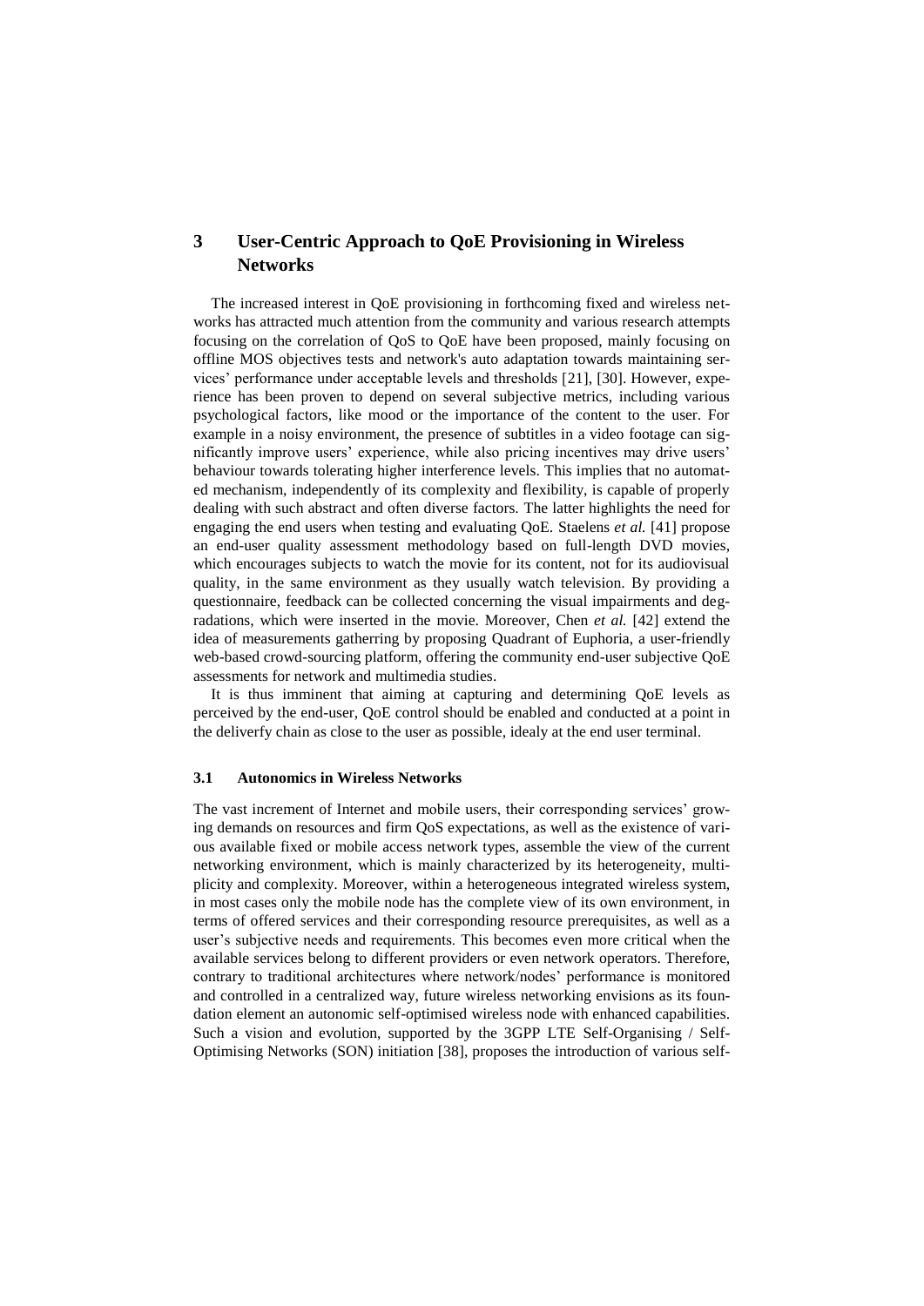## 3 User-Centric Approach to QoE Provisioning in Wireless Networks

The increased interest in QoE provisioning in forthcoming fixed and wireless networks has attracted much attention from the community and various research attempts focusing on the correlation of QoS to QoE have been proposed, mainly focusing on offline MOS objectives tests and network's auto adaptation towards maintaining services' performance under acceptable levels and thresholds [21], [30]. However, experience has been proven to depend on several subjective metrics, including various psychological factors, like mood or the importance of the content to the user. For example in a noisy environment, the presence of subtitles in a video footage can significantly improve users' experience, while also pricing incentives may drive users' behaviour towards tolerating higher interference levels. This implies that no automated mechanism, independently of its complexity and flexibility, is capable of properly dealing with such abstract and often diverse factors. The latter highlights the need for engaging the end users when testing and evaluating QoE. Staelens *et al.* [41] propose an end-user quality assessment methodology based on full-length DVD movies, which encourages subjects to watch the movie for its content, not for its audiovisual quality, in the same environment as they usually watch television. By providing a questionnaire, feedback can be collected concerning the visual impairments and degradations, which were inserted in the movie. Moreover, Chen *et al.* [42] extend the idea of measurements gatherring by proposing Quadrant of Euphoria, a user-friendly web-based crowd-sourcing platform, offering the community end-user subjective QoE assessments for network and multimedia studies.

It is thus imminent that aiming at capturing and determining QoE levels as perceived by the end-user, QoE control should be enabled and conducted at a point in the deliverfy chain as close to the user as possible, idealy at the end user terminal.

### 3.1 Autonomics in Wireless Networks

The vast increment of Internet and mobile users, their corresponding services' growing demands on resources and firm QoS expectations, as well as the existence of various available fixed or mobile access network types, assemble the view of the current networking environment, which is mainly characterized by its heterogeneity, multiplicity and complexity. Moreover, within a heterogeneous integrated wireless system, in most cases only the mobile node has the complete view of its own environment, in terms of offered services and their corresponding resource prerequisites, as well as a user's subjective needs and requirements. This becomes even more critical when the available services belong to different providers or even network operators. Therefore, contrary to traditional architectures where network/nodes' performance is monitored and controlled in a centralized way, future wireless networking envisions as its foundation element an autonomic self-optimised wireless node with enhanced capabilities. Such a vision and evolution, supported by the 3GPP LTE Self-Organising / Self-Optimising Networks (SON) initiation [38], proposes the introduction of various self-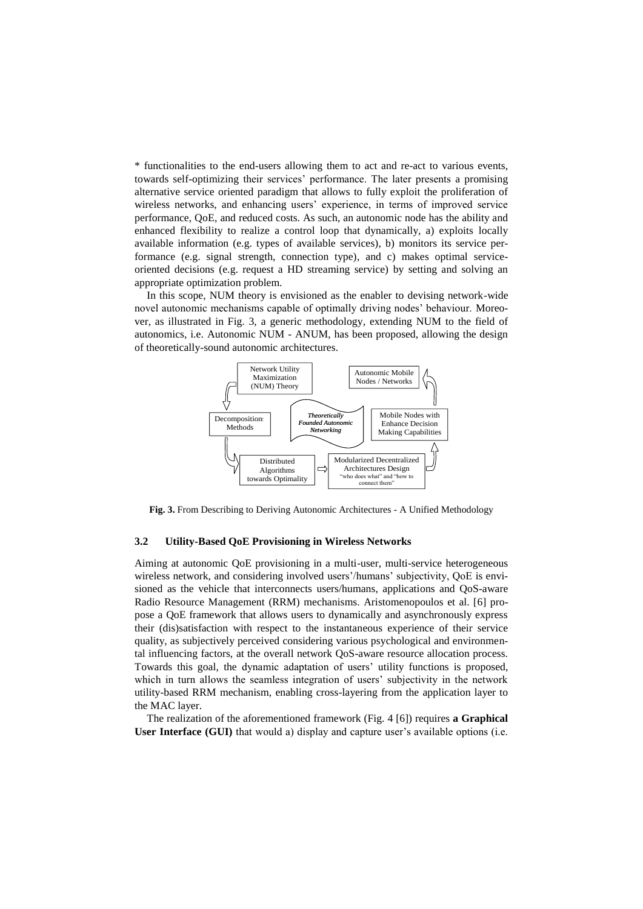* functionalities to the end-users allowing them to act and re-act to various events, towards self-optimizing their services' performance. The later presents a promising alternative service oriented paradigm that allows to fully exploit the proliferation of wireless networks, and enhancing users' experience, in terms of improved service performance, QoE, and reduced costs. As such, an autonomic node has the ability and enhanced flexibility to realize a control loop that dynamically, a) exploits locally available information (e.g. types of available services), b) monitors its service performance (e.g. signal strength, connection type), and c) makes optimal service-oriented decisions (e.g. request a HD streaming service) by setting and solving an appropriate optimization problem.

In this scope, NUM theory is envisioned as the enabler to devising network-wide novel autonomic mechanisms capable of optimally driving nodes' behaviour. Moreover, as illustrated in Fig. 3, a generic methodology, extending NUM to the field of autonomics, i.e. Autonomic NUM - ANUM, has been proposed, allowing the design of theoretically-sound autonomic architectures.

Network Utility Maximization (NUM) Theory

Decompositions Methods

Distributed Algorithms towards Optimality

Modularized Decentralized Architectures Design "who does what" and "how to connect them"

Mobile Nodes with Enhance Decision Making Capabilities

Autonomic Mobile Nodes / Networks

*Theoretically Founded Autonomic Networking*

**Fig. 3.** From Describing to Deriving Autonomic Architectures - A Unified Methodology

### 3.2 Utility-Based QoE Provisioning in Wireless Networks

Aiming at autonomic QoE provisioning in a multi-user, multi-service heterogeneous wireless network, and considering involved users'/humans' subjectivity, QoE is envisioned as the vehicle that interconnects users/humans, applications and QoS-aware Radio Resource Management (RRM) mechanisms. Aristomenopoulos et al. [6] propose a QoE framework that allows users to dynamically and asynchronously express their (dis)satisfaction with respect to the instantaneous experience of their service quality, as subjectively perceived considering various psychological and environmental influencing factors, at the overall network QoS-aware resource allocation process. Towards this goal, the dynamic adaptation of users' utility functions is proposed, which in turn allows the seamless integration of users' subjectivity in the network utility-based RRM mechanism, enabling cross-layering from the application layer to the MAC layer.

The realization of the aforementioned framework (Fig. 4 [6]) requires **a Graphical User Interface (GUI)** that would a) display and capture user's available options (i.e.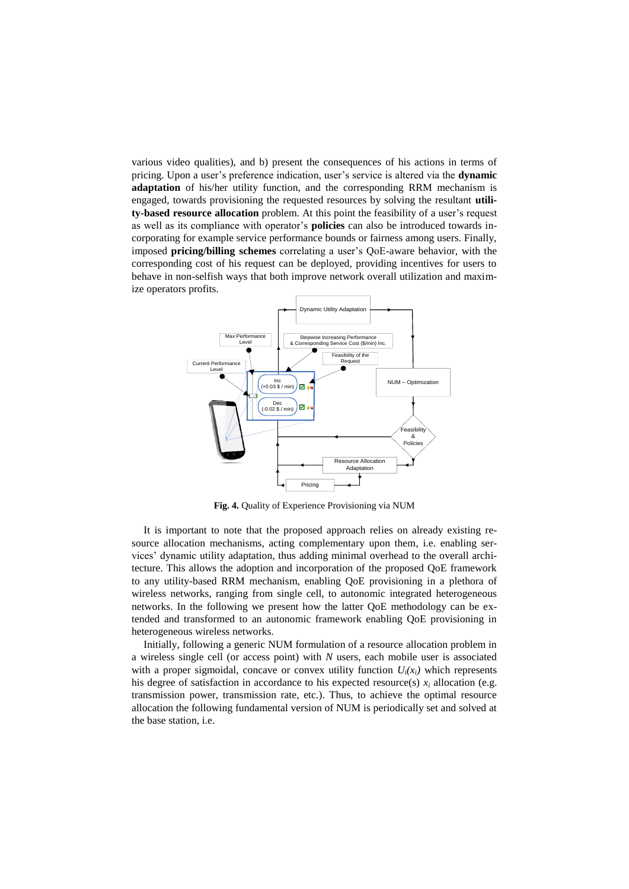various video qualities), and b) present the consequences of his actions in terms of pricing. Upon a user's preference indication, user's service is altered via the **dynamic adaptation** of his/her utility function, and the corresponding RRM mechanism is engaged, towards provisioning the requested resources by solving the resultant **utility-based resource allocation** problem. At this point the feasibility of a user's request as well as its compliance with operator's **policies** can also be introduced towards incorporating for example service performance bounds or fairness among users. Finally, imposed **pricing/billing schemes** correlating a user's QoE-aware behavior, with the corresponding cost of his request can be deployed, providing incentives for users to behave in non-selfish ways that both improve network overall utilization and maximize operators profits.

**Fig. 4.** Quality of Experience Provisioning via NUM

It is important to note that the proposed approach relies on already existing resource allocation mechanisms, acting complementary upon them, i.e. enabling services' dynamic utility adaptation, thus adding minimal overhead to the overall architecture. This allows the adoption and incorporation of the proposed QoE framework to any utility-based RRM mechanism, enabling QoE provisioning in a plethora of wireless networks, ranging from single cell, to autonomic integrated heterogeneous networks. In the following we present how the latter QoE methodology can be extended and transformed to an autonomic framework enabling QoE provisioning in heterogeneous wireless networks.

Initially, following a generic NUM formulation of a resource allocation problem in a wireless single cell (or access point) with $N$ users, each mobile user is associated with a proper sigmoidal, concave or convex utility function $U_i(x_i)$ which represents his degree of satisfaction in accordance to his expected resource(s) $x_i$ allocation (e.g. transmission power, transmission rate, etc.). Thus, to achieve the optimal resource allocation the following fundamental version of NUM is periodically set and solved at the base station, i.e.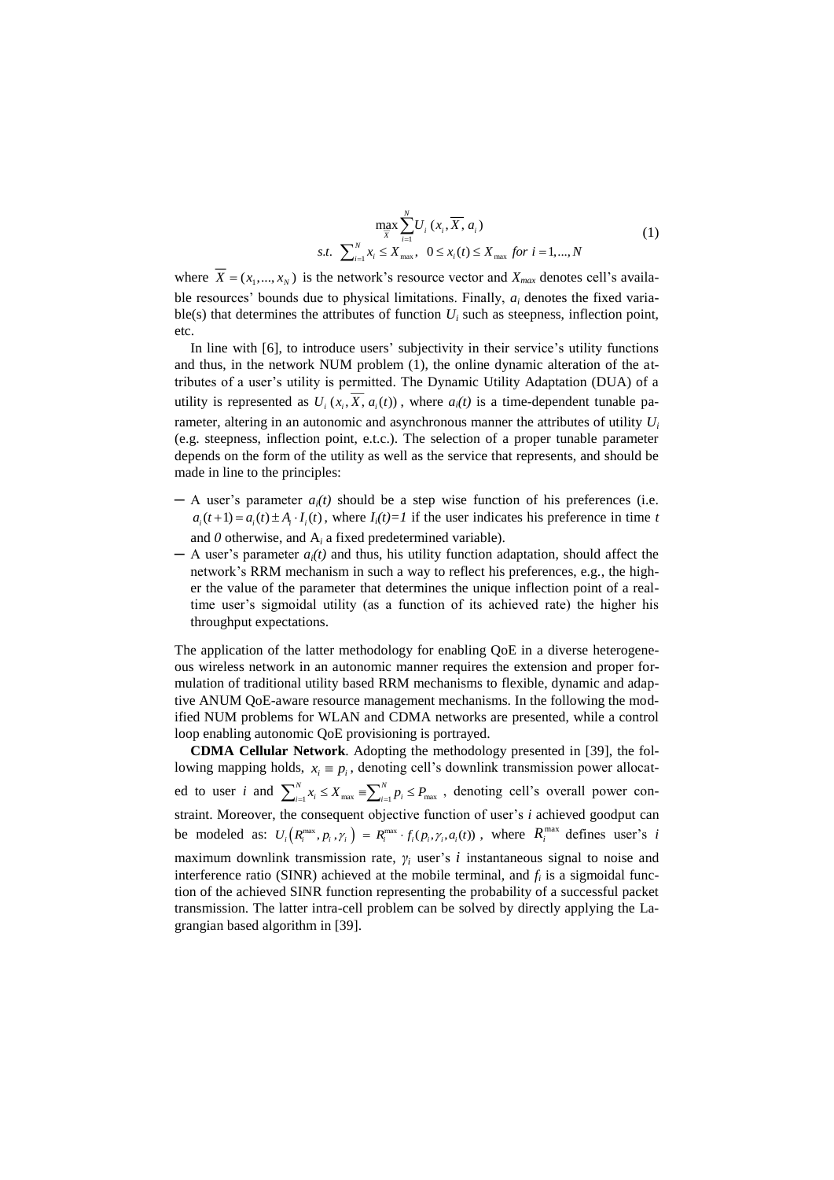$$\max_{\overline{X}} \sum_{i=1}^{N} U_i\left(x_i, \overline{X}, a_i\right) \quad \text{s.t.} \quad \sum_{i=1}^{N} x_i \leq X_{\max}, \quad 0 \leq x_i(t) \leq X_{\max} \ \text{for} \ i = 1,...,N \tag{1}$$

where $\overline{X} = (x_1,...,x_N)$ is the network's resource vector and $X_{max}$ denotes cell's available resources' bounds due to physical limitations. Finally, $a_i$ denotes the fixed variable(s) that determines the attributes of function $U_i$ such as steepness, inflection point, etc.

In line with [6], to introduce users' subjectivity in their service's utility functions and thus, in the network NUM problem (1), the online dynamic alteration of the attributes of a user's utility is permitted. The Dynamic Utility Adaptation (DUA) of a utility is represented as $U_i\left(x_i, \overline{X}, a_i(t)\right)$, where $a_i(t)$ is a time-dependent tunable parameter, altering in an autonomic and asynchronous manner the attributes of utility $U_i$ (e.g. steepness, inflection point, e.t.c.). The selection of a proper tunable parameter depends on the form of the utility as well as the service that represents, and should be made in line to the principles:

- A user's parameter $a_i(t)$ should be a step wise function of his preferences (i.e. $a_i(t+1) = a_i(t) \pm A_i \cdot I_i(t)$, where $I_i(t)=1$ if the user indicates his preference in time $t$ and $0$ otherwise, and $A_i$ a fixed predetermined variable).
- A user's parameter $a_i(t)$ and thus, his utility function adaptation, should affect the network's RRM mechanism in such a way to reflect his preferences, e.g., the higher the value of the parameter that determines the unique inflection point of a real-time user's sigmoidal utility (as a function of its achieved rate) the higher his throughput expectations.

The application of the latter methodology for enabling QoE in a diverse heterogeneous wireless network in an autonomic manner requires the extension and proper formulation of traditional utility based RRM mechanisms to flexible, dynamic and adaptive ANUM QoE-aware resource management mechanisms. In the following the modified NUM problems for WLAN and CDMA networks are presented, while a control loop enabling autonomic QoE provisioning is portrayed.

**CDMA Cellular Network**. Adopting the methodology presented in [39], the following mapping holds, $x_i \equiv p_i$, denoting cell's downlink transmission power allocated to user $i$ and $\sum_{i=1}^{N} x_i \leq X_{\max} \equiv \sum_{i=1}^{N} p_i \leq P_{\max}$, denoting cell's overall power constraint. Moreover, the consequent objective function of user's $i$ achieved goodput can be modeled as: $U_i\left(R_i^{\max}, p_i, \gamma_i\right) = R_i^{\max} \cdot f_i(p_i, \gamma_i, a_i(t))$, where $R_i^{\max}$ defines user's $i$ maximum downlink transmission rate, $\gamma_i$ user's $i$ instantaneous signal to noise and interference ratio (SINR) achieved at the mobile terminal, and $f_i$ is a sigmoidal function of the achieved SINR function representing the probability of a successful packet transmission. The latter intra-cell problem can be solved by directly applying the Lagrangian based algorithm in [39].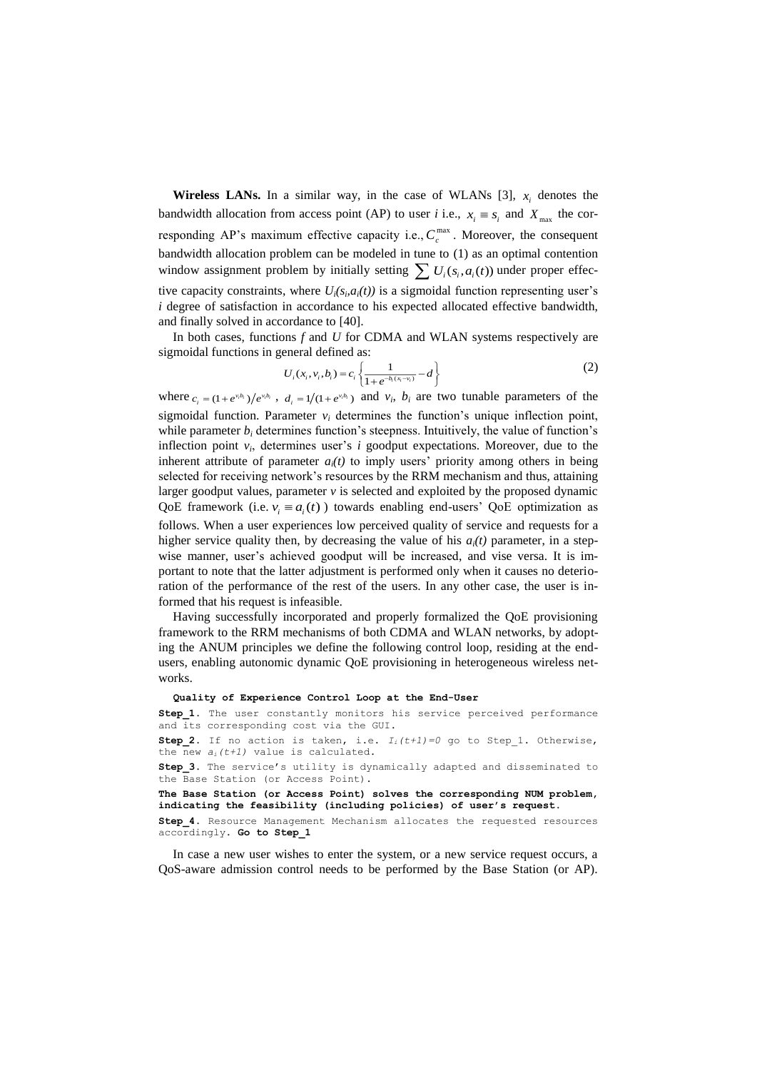**Wireless LANs.** In a similar way, in the case of WLANs [3], $x_i$ denotes the bandwidth allocation from access point (AP) to user *i* i.e., $x_i \equiv s_i$ and $X_{\max}$ the corresponding AP's maximum effective capacity i.e., $C_c^{\max}$. Moreover, the consequent bandwidth allocation problem can be modeled in tune to (1) as an optimal contention window assignment problem by initially setting $\sum U_i(s_i, a_i(t))$ under proper effective capacity constraints, where $U_i(s_i,a_i(t))$ is a sigmoidal function representing user's *i* degree of satisfaction in accordance to his expected allocated effective bandwidth, and finally solved in accordance to [40].

In both cases, functions *f* and *U* for CDMA and WLAN systems respectively are sigmoidal functions in general defined as:

$$U_i(x_i, v_i, b_i) = c_i \left\{ \frac{1}{1+e^{-b_i(x_i - v_i)}} - d \right\} \tag{2}$$

where $c_i = (1+e^{v_i b_i})/e^{v_i b_i}$, $d_i = 1/(1+e^{v_i b_i})$ and $v_i$, $b_i$ are two tunable parameters of the sigmoidal function. Parameter $v_i$ determines the function's unique inflection point, while parameter $b_i$ determines function's steepness. Intuitively, the value of function's inflection point $v_i$, determines user's *i* goodput expectations. Moreover, due to the inherent attribute of parameter $a_i(t)$ to imply users' priority among others in being selected for receiving network's resources by the RRM mechanism and thus, attaining larger goodput values, parameter *v* is selected and exploited by the proposed dynamic QoE framework (i.e. $v_i \equiv a_i(t)$ ) towards enabling end-users' QoE optimization as follows. When a user experiences low perceived quality of service and requests for a higher service quality then, by decreasing the value of his $a_i(t)$ parameter, in a stepwise manner, user's achieved goodput will be increased, and vise versa. It is important to note that the latter adjustment is performed only when it causes no deterioration of the performance of the rest of the users. In any other case, the user is informed that his request is infeasible.

Having successfully incorporated and properly formalized the QoE provisioning framework to the RRM mechanisms of both CDMA and WLAN networks, by adopting the ANUM principles we define the following control loop, residing at the end-users, enabling autonomic dynamic QoE provisioning in heterogeneous wireless networks.

**Quality of Experience Control Loop at the End-User**

**Step_1**. The user constantly monitors his service perceived performance and its corresponding cost via the GUI.

**Step_2**. If no action is taken, i.e. $I_i(t+1)=0$ go to Step_1. Otherwise, the new $a_i(t+1)$ value is calculated.

**Step_3**. The service's utility is dynamically adapted and disseminated to the Base Station (or Access Point).

**The Base Station (or Access Point) solves the corresponding NUM problem, indicating the feasibility (including policies) of user's request.**

**Step_4**. Resource Management Mechanism allocates the requested resources accordingly. **Go to Step_1**

In case a new user wishes to enter the system, or a new service request occurs, a QoS-aware admission control needs to be performed by the Base Station (or AP).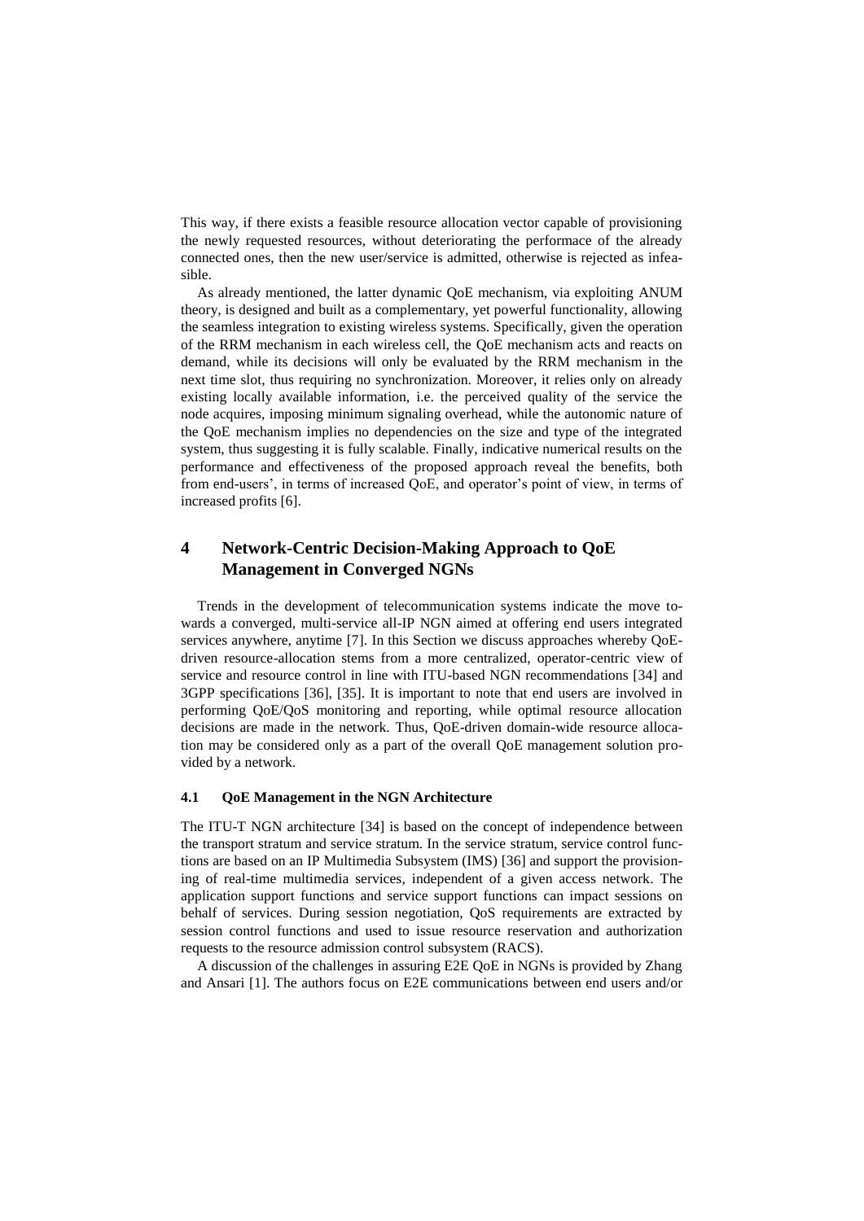This way, if there exists a feasible resource allocation vector capable of provisioning the newly requested resources, without deteriorating the performace of the already connected ones, then the new user/service is admitted, otherwise is rejected as infeasible.

As already mentioned, the latter dynamic QoE mechanism, via exploiting ANUM theory, is designed and built as a complementary, yet powerful functionality, allowing the seamless integration to existing wireless systems. Specifically, given the operation of the RRM mechanism in each wireless cell, the QoE mechanism acts and reacts on demand, while its decisions will only be evaluated by the RRM mechanism in the next time slot, thus requiring no synchronization. Moreover, it relies only on already existing locally available information, i.e. the perceived quality of the service the node acquires, imposing minimum signaling overhead, while the autonomic nature of the QoE mechanism implies no dependencies on the size and type of the integrated system, thus suggesting it is fully scalable. Finally, indicative numerical results on the performance and effectiveness of the proposed approach reveal the benefits, both from end-users', in terms of increased QoE, and operator's point of view, in terms of increased profits [6].

## 4 Network-Centric Decision-Making Approach to QoE Management in Converged NGNs

Trends in the development of telecommunication systems indicate the move towards a converged, multi-service all-IP NGN aimed at offering end users integrated services anywhere, anytime [7]. In this Section we discuss approaches whereby QoE-driven resource-allocation stems from a more centralized, operator-centric view of service and resource control in line with ITU-based NGN recommendations [34] and 3GPP specifications [36], [35]. It is important to note that end users are involved in performing QoE/QoS monitoring and reporting, while optimal resource allocation decisions are made in the network. Thus, QoE-driven domain-wide resource allocation may be considered only as a part of the overall QoE management solution provided by a network.

### 4.1 QoE Management in the NGN Architecture

The ITU-T NGN architecture [34] is based on the concept of independence between the transport stratum and service stratum. In the service stratum, service control functions are based on an IP Multimedia Subsystem (IMS) [36] and support the provisioning of real-time multimedia services, independent of a given access network. The application support functions and service support functions can impact sessions on behalf of services. During session negotiation, QoS requirements are extracted by session control functions and used to issue resource reservation and authorization requests to the resource admission control subsystem (RACS).

A discussion of the challenges in assuring E2E QoE in NGNs is provided by Zhang and Ansari [1]. The authors focus on E2E communications between end users and/or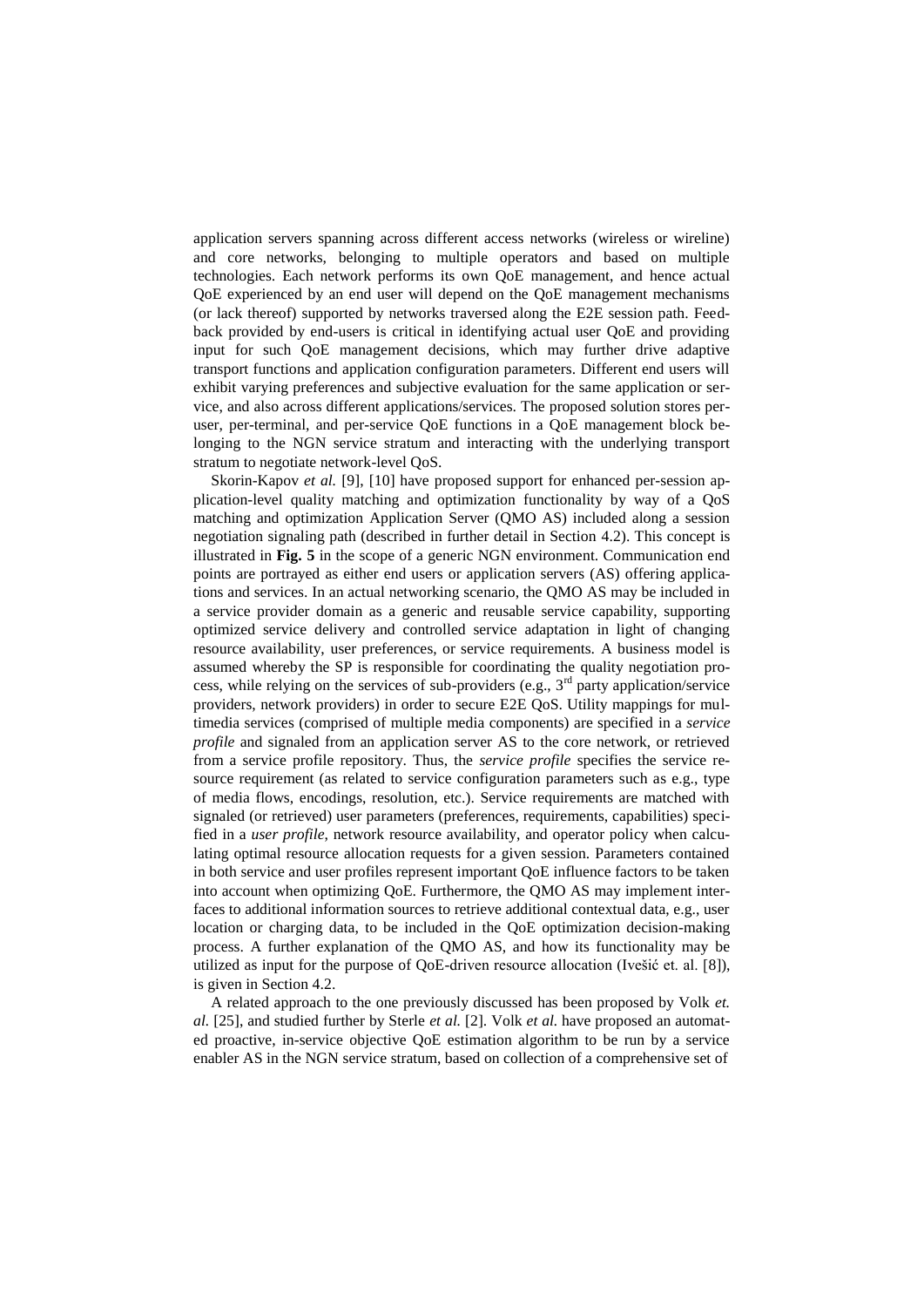application servers spanning across different access networks (wireless or wireline) and core networks, belonging to multiple operators and based on multiple technologies. Each network performs its own QoE management, and hence actual QoE experienced by an end user will depend on the QoE management mechanisms (or lack thereof) supported by networks traversed along the E2E session path. Feedback provided by end-users is critical in identifying actual user QoE and providing input for such QoE management decisions, which may further drive adaptive transport functions and application configuration parameters. Different end users will exhibit varying preferences and subjective evaluation for the same application or service, and also across different applications/services. The proposed solution stores per-user, per-terminal, and per-service QoE functions in a QoE management block belonging to the NGN service stratum and interacting with the underlying transport stratum to negotiate network-level QoS.

Skorin-Kapov *et al.* [9], [10] have proposed support for enhanced per-session application-level quality matching and optimization functionality by way of a QoS matching and optimization Application Server (QMO AS) included along a session negotiation signaling path (described in further detail in Section 4.2). This concept is illustrated in **Fig. 5** in the scope of a generic NGN environment. Communication end points are portrayed as either end users or application servers (AS) offering applications and services. In an actual networking scenario, the QMO AS may be included in a service provider domain as a generic and reusable service capability, supporting optimized service delivery and controlled service adaptation in light of changing resource availability, user preferences, or service requirements. A business model is assumed whereby the SP is responsible for coordinating the quality negotiation process, while relying on the services of sub-providers (e.g., 3rd party application/service providers, network providers) in order to secure E2E QoS. Utility mappings for multimedia services (comprised of multiple media components) are specified in a *service profile* and signaled from an application server AS to the core network, or retrieved from a service profile repository. Thus, the *service profile* specifies the service resource requirement (as related to service configuration parameters such as e.g., type of media flows, encodings, resolution, etc.). Service requirements are matched with signaled (or retrieved) user parameters (preferences, requirements, capabilities) specified in a *user profile*, network resource availability, and operator policy when calculating optimal resource allocation requests for a given session. Parameters contained in both service and user profiles represent important QoE influence factors to be taken into account when optimizing QoE. Furthermore, the QMO AS may implement interfaces to additional information sources to retrieve additional contextual data, e.g., user location or charging data, to be included in the QoE optimization decision-making process. A further explanation of the QMO AS, and how its functionality may be utilized as input for the purpose of QoE-driven resource allocation (Ivešić et. al. [8]), is given in Section 4.2.

A related approach to the one previously discussed has been proposed by Volk *et. al.* [25], and studied further by Sterle *et al.* [2]. Volk *et al.* have proposed an automated proactive, in-service objective QoE estimation algorithm to be run by a service enabler AS in the NGN service stratum, based on collection of a comprehensive set of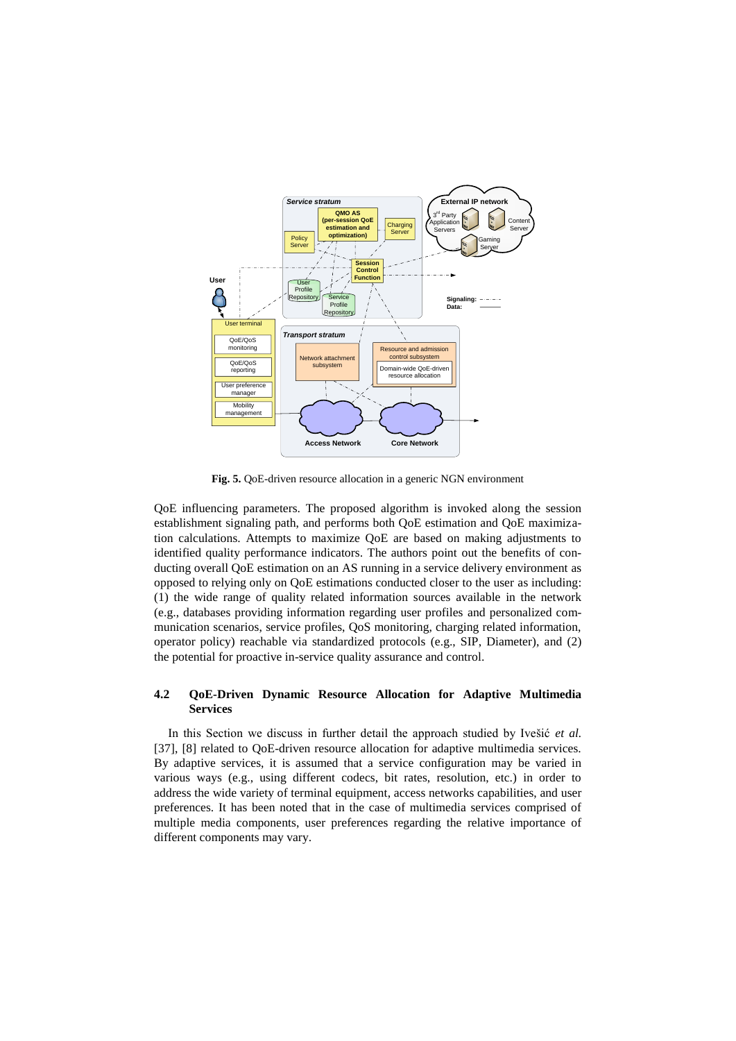**Fig. 5.** QoE-driven resource allocation in a generic NGN environment

QoE influencing parameters. The proposed algorithm is invoked along the session establishment signaling path, and performs both QoE estimation and QoE maximization calculations. Attempts to maximize QoE are based on making adjustments to identified quality performance indicators. The authors point out the benefits of conducting overall QoE estimation on an AS running in a service delivery environment as opposed to relying only on QoE estimations conducted closer to the user as including: (1) the wide range of quality related information sources available in the network (e.g., databases providing information regarding user profiles and personalized communication scenarios, service profiles, QoS monitoring, charging related information, operator policy) reachable via standardized protocols (e.g., SIP, Diameter), and (2) the potential for proactive in-service quality assurance and control.

### 4.2 QoE-Driven Dynamic Resource Allocation for Adaptive Multimedia Services

In this Section we discuss in further detail the approach studied by Ivešić *et al.* [37], [8] related to QoE-driven resource allocation for adaptive multimedia services. By adaptive services, it is assumed that a service configuration may be varied in various ways (e.g., using different codecs, bit rates, resolution, etc.) in order to address the wide variety of terminal equipment, access networks capabilities, and user preferences. It has been noted that in the case of multimedia services comprised of multiple media components, user preferences regarding the relative importance of different components may vary.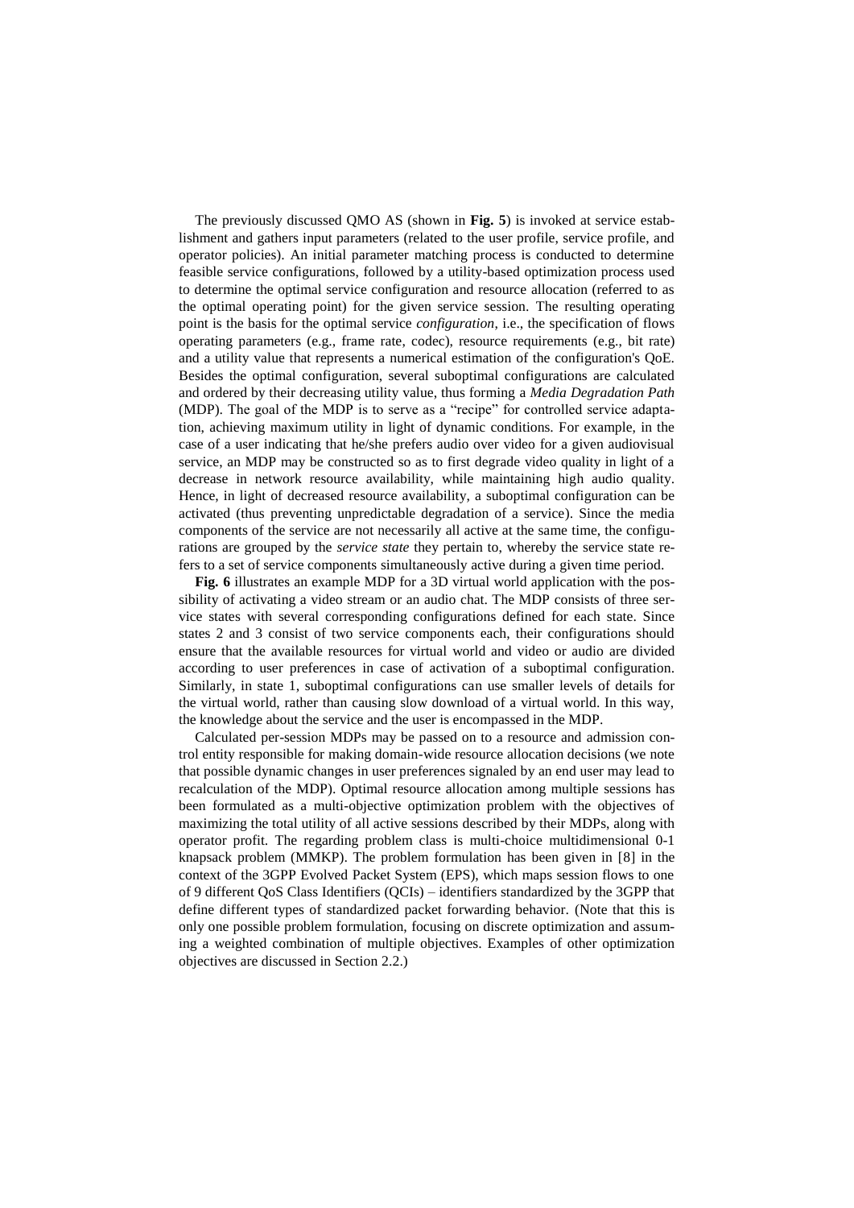The previously discussed QMO AS (shown in **Fig. 5**) is invoked at service establishment and gathers input parameters (related to the user profile, service profile, and operator policies). An initial parameter matching process is conducted to determine feasible service configurations, followed by a utility-based optimization process used to determine the optimal service configuration and resource allocation (referred to as the optimal operating point) for the given service session. The resulting operating point is the basis for the optimal service *configuration*, i.e., the specification of flows operating parameters (e.g., frame rate, codec), resource requirements (e.g., bit rate) and a utility value that represents a numerical estimation of the configuration's QoE. Besides the optimal configuration, several suboptimal configurations are calculated and ordered by their decreasing utility value, thus forming a *Media Degradation Path* (MDP). The goal of the MDP is to serve as a "recipe" for controlled service adaptation, achieving maximum utility in light of dynamic conditions. For example, in the case of a user indicating that he/she prefers audio over video for a given audiovisual service, an MDP may be constructed so as to first degrade video quality in light of a decrease in network resource availability, while maintaining high audio quality. Hence, in light of decreased resource availability, a suboptimal configuration can be activated (thus preventing unpredictable degradation of a service). Since the media components of the service are not necessarily all active at the same time, the configurations are grouped by the *service state* they pertain to, whereby the service state refers to a set of service components simultaneously active during a given time period.

**Fig. 6** illustrates an example MDP for a 3D virtual world application with the possibility of activating a video stream or an audio chat. The MDP consists of three service states with several corresponding configurations defined for each state. Since states 2 and 3 consist of two service components each, their configurations should ensure that the available resources for virtual world and video or audio are divided according to user preferences in case of activation of a suboptimal configuration. Similarly, in state 1, suboptimal configurations can use smaller levels of details for the virtual world, rather than causing slow download of a virtual world. In this way, the knowledge about the service and the user is encompassed in the MDP.

Calculated per-session MDPs may be passed on to a resource and admission control entity responsible for making domain-wide resource allocation decisions (we note that possible dynamic changes in user preferences signaled by an end user may lead to recalculation of the MDP). Optimal resource allocation among multiple sessions has been formulated as a multi-objective optimization problem with the objectives of maximizing the total utility of all active sessions described by their MDPs, along with operator profit. The regarding problem class is multi-choice multidimensional 0-1 knapsack problem (MMKP). The problem formulation has been given in [8] in the context of the 3GPP Evolved Packet System (EPS), which maps session flows to one of 9 different QoS Class Identifiers (QCIs) – identifiers standardized by the 3GPP that define different types of standardized packet forwarding behavior. (Note that this is only one possible problem formulation, focusing on discrete optimization and assuming a weighted combination of multiple objectives. Examples of other optimization objectives are discussed in Section 2.2.)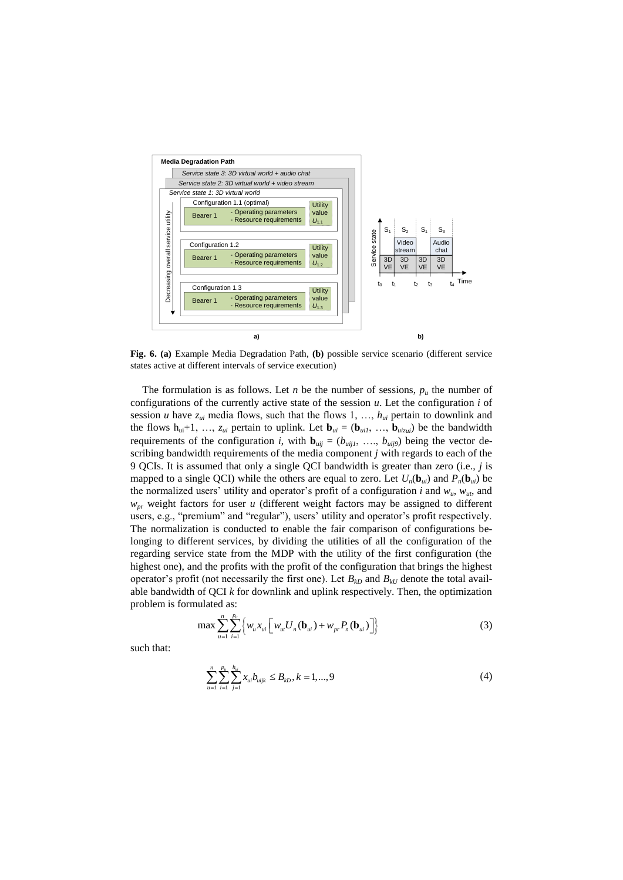**Fig. 6. (a)** Example Media Degradation Path, **(b)** possible service scenario (different service states active at different intervals of service execution)

The formulation is as follows. Let $n$ be the number of sessions, $p_u$ the number of configurations of the currently active state of the session $u$. Let the configuration $i$ of session $u$ have $z_{ui}$ media flows, such that the flows 1, …, $h_{ui}$ pertain to downlink and the flows $h_{ui}+1$, …, $z_{ui}$ pertain to uplink. Let $\mathbf{b}_{ui} = (\mathbf{b}_{ui1}, \ldots, \mathbf{b}_{uiz_{ui}})$ be the bandwidth requirements of the configuration $i$, with $\mathbf{b}_{uij} = (b_{uij1}, \ldots, b_{uij9})$ being the vector describing bandwidth requirements of the media component $j$ with regards to each of the 9 QCIs. It is assumed that only a single QCI bandwidth is greater than zero (i.e., $j$ is mapped to a single QCI) while the others are equal to zero. Let $U_n(\mathbf{b}_{ui})$ and $P_n(\mathbf{b}_{ui})$ be the normalized users' utility and operator's profit of a configuration $i$ and $w_u$, $w_{ut}$, and $w_{pr}$ weight factors for user $u$ (different weight factors may be assigned to different users, e.g., "premium" and "regular"), users' utility and operator's profit respectively. The normalization is conducted to enable the fair comparison of configurations belonging to different services, by dividing the utilities of all the configuration of the regarding service state from the MDP with the utility of the first configuration (the highest one), and the profits with the profit of the configuration that brings the highest operator's profit (not necessarily the first one). Let $B_{kD}$ and $B_{kU}$ denote the total available bandwidth of QCI $k$ for downlink and uplink respectively. Then, the optimization problem is formulated as:

$$\max \sum_{u=1}^{n} \sum_{i=1}^{p_u} \left\{ w_u x_{ui} \left[ w_{ut} U_n(\mathbf{b}_{ui}) + w_{pr} P_n(\mathbf{b}_{ui}) \right] \right\} \tag{3}$$

such that:

$$\sum_{u=1}^{n} \sum_{i=1}^{p_u} \sum_{j=1}^{h_{ui}} x_{ui} b_{uijk} \leq B_{kD}, k = 1, \ldots, 9 \tag{4}$$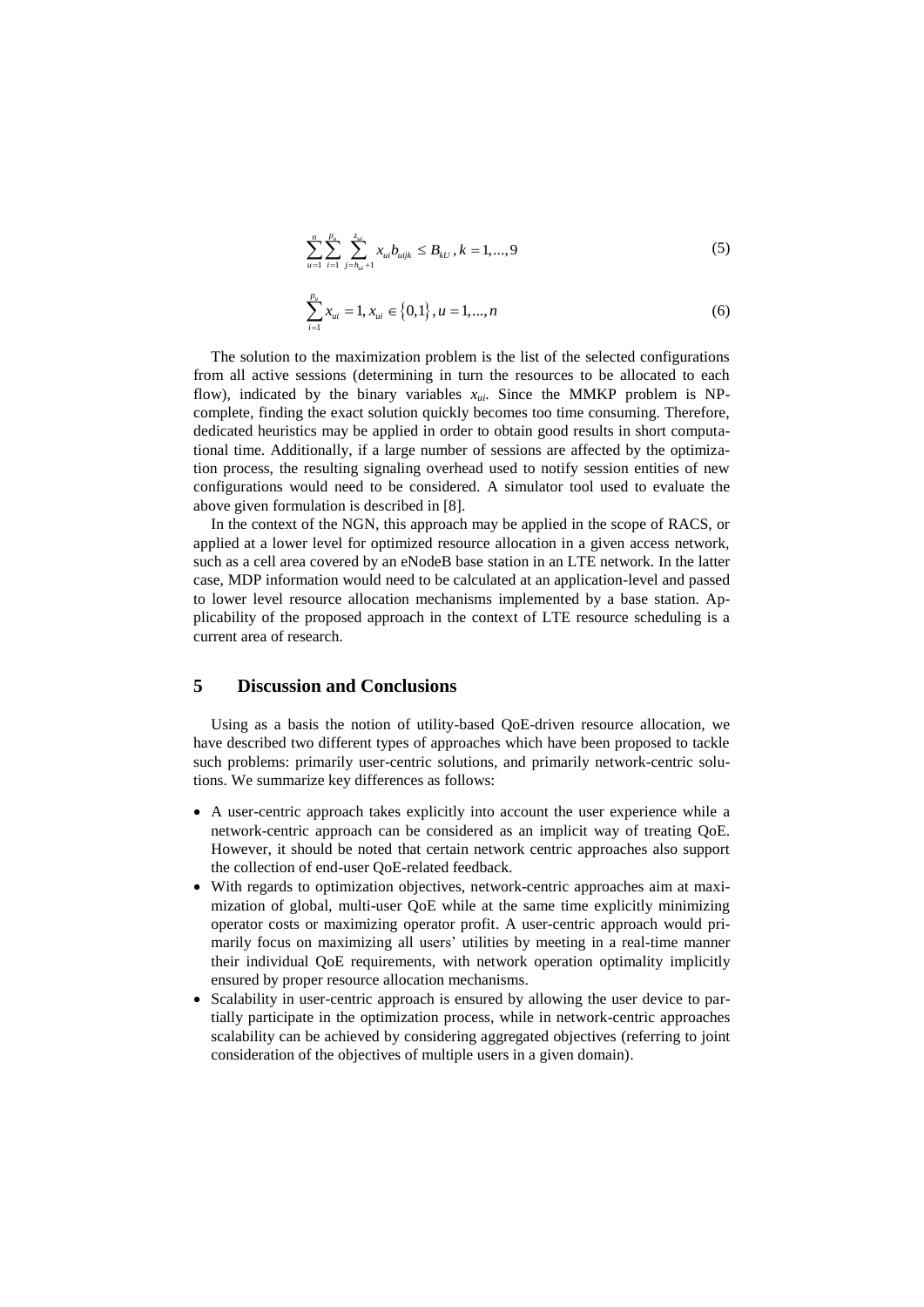$$\sum_{u=1}^{n} \sum_{i=1}^{p_u} \sum_{j=h_{ui}+1}^{z_{ui}} x_{ui} b_{uijk} \leq B_{kU}, k = 1,...,9 \tag{5}$$

$$\sum_{i=1}^{p_u} x_{ui} = 1, x_{ui} \in \{0,1\}, u = 1,...,n \tag{6}$$

The solution to the maximization problem is the list of the selected configurations from all active sessions (determining in turn the resources to be allocated to each flow), indicated by the binary variables $x_{ui}$. Since the MMKP problem is NP-complete, finding the exact solution quickly becomes too time consuming. Therefore, dedicated heuristics may be applied in order to obtain good results in short computational time. Additionally, if a large number of sessions are affected by the optimization process, the resulting signaling overhead used to notify session entities of new configurations would need to be considered. A simulator tool used to evaluate the above given formulation is described in [8].

In the context of the NGN, this approach may be applied in the scope of RACS, or applied at a lower level for optimized resource allocation in a given access network, such as a cell area covered by an eNodeB base station in an LTE network. In the latter case, MDP information would need to be calculated at an application-level and passed to lower level resource allocation mechanisms implemented by a base station. Applicability of the proposed approach in the context of LTE resource scheduling is a current area of research.

## 5 Discussion and Conclusions

Using as a basis the notion of utility-based QoE-driven resource allocation, we have described two different types of approaches which have been proposed to tackle such problems: primarily user-centric solutions, and primarily network-centric solutions. We summarize key differences as follows:

- A user-centric approach takes explicitly into account the user experience while a network-centric approach can be considered as an implicit way of treating QoE. However, it should be noted that certain network centric approaches also support the collection of end-user QoE-related feedback.
- With regards to optimization objectives, network-centric approaches aim at maximization of global, multi-user QoE while at the same time explicitly minimizing operator costs or maximizing operator profit. A user-centric approach would primarily focus on maximizing all users' utilities by meeting in a real-time manner their individual QoE requirements, with network operation optimality implicitly ensured by proper resource allocation mechanisms.
- Scalability in user-centric approach is ensured by allowing the user device to partially participate in the optimization process, while in network-centric approaches scalability can be achieved by considering aggregated objectives (referring to joint consideration of the objectives of multiple users in a given domain).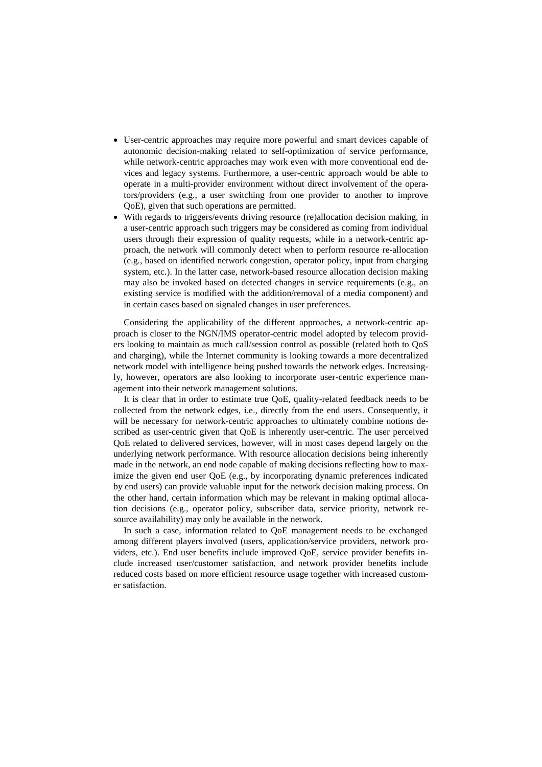- User-centric approaches may require more powerful and smart devices capable of autonomic decision-making related to self-optimization of service performance, while network-centric approaches may work even with more conventional end devices and legacy systems. Furthermore, a user-centric approach would be able to operate in a multi-provider environment without direct involvement of the operators/providers (e.g., a user switching from one provider to another to improve QoE), given that such operations are permitted.
- With regards to triggers/events driving resource (re)allocation decision making, in a user-centric approach such triggers may be considered as coming from individual users through their expression of quality requests, while in a network-centric approach, the network will commonly detect when to perform resource re-allocation (e.g., based on identified network congestion, operator policy, input from charging system, etc.). In the latter case, network-based resource allocation decision making may also be invoked based on detected changes in service requirements (e.g., an existing service is modified with the addition/removal of a media component) and in certain cases based on signaled changes in user preferences.

Considering the applicability of the different approaches, a network-centric approach is closer to the NGN/IMS operator-centric model adopted by telecom providers looking to maintain as much call/session control as possible (related both to QoS and charging), while the Internet community is looking towards a more decentralized network model with intelligence being pushed towards the network edges. Increasingly, however, operators are also looking to incorporate user-centric experience management into their network management solutions.

It is clear that in order to estimate true QoE, quality-related feedback needs to be collected from the network edges, i.e., directly from the end users. Consequently, it will be necessary for network-centric approaches to ultimately combine notions described as user-centric given that QoE is inherently user-centric. The user perceived QoE related to delivered services, however, will in most cases depend largely on the underlying network performance. With resource allocation decisions being inherently made in the network, an end node capable of making decisions reflecting how to maximize the given end user QoE (e.g., by incorporating dynamic preferences indicated by end users) can provide valuable input for the network decision making process. On the other hand, certain information which may be relevant in making optimal allocation decisions (e.g., operator policy, subscriber data, service priority, network resource availability) may only be available in the network.

In such a case, information related to QoE management needs to be exchanged among different players involved (users, application/service providers, network providers, etc.). End user benefits include improved QoE, service provider benefits include increased user/customer satisfaction, and network provider benefits include reduced costs based on more efficient resource usage together with increased customer satisfaction.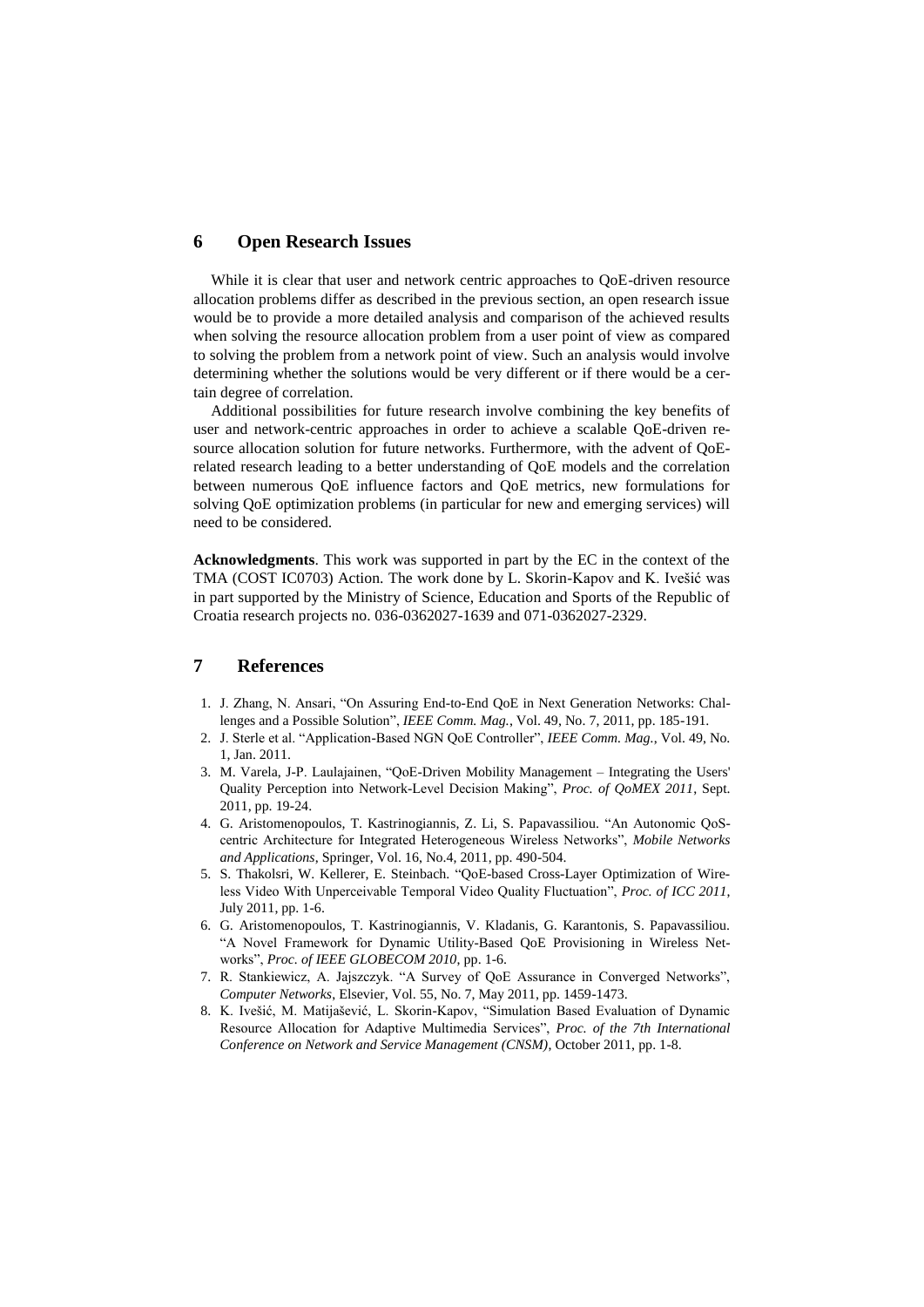## 6 Open Research Issues

While it is clear that user and network centric approaches to QoE-driven resource allocation problems differ as described in the previous section, an open research issue would be to provide a more detailed analysis and comparison of the achieved results when solving the resource allocation problem from a user point of view as compared to solving the problem from a network point of view. Such an analysis would involve determining whether the solutions would be very different or if there would be a certain degree of correlation.

Additional possibilities for future research involve combining the key benefits of user and network-centric approaches in order to achieve a scalable QoE-driven resource allocation solution for future networks. Furthermore, with the advent of QoE-related research leading to a better understanding of QoE models and the correlation between numerous QoE influence factors and QoE metrics, new formulations for solving QoE optimization problems (in particular for new and emerging services) will need to be considered.

**Acknowledgments**. This work was supported in part by the EC in the context of the TMA (COST IC0703) Action. The work done by L. Skorin-Kapov and K. Ivešić was in part supported by the Ministry of Science, Education and Sports of the Republic of Croatia research projects no. 036-0362027-1639 and 071-0362027-2329.

## 7 References

1. J. Zhang, N. Ansari, "On Assuring End-to-End QoE in Next Generation Networks: Challenges and a Possible Solution", *IEEE Comm. Mag.*, Vol. 49, No. 7, 2011, pp. 185-191.
2. J. Sterle et al. "Application-Based NGN QoE Controller", *IEEE Comm. Mag.*, Vol. 49, No. 1, Jan. 2011.
3. M. Varela, J-P. Laulajainen, "QoE-Driven Mobility Management – Integrating the Users' Quality Perception into Network-Level Decision Making", *Proc. of QoMEX 2011*, Sept. 2011, pp. 19-24.
4. G. Aristomenopoulos, T. Kastrinogiannis, Z. Li, S. Papavassiliou. "An Autonomic QoS-centric Architecture for Integrated Heterogeneous Wireless Networks", *Mobile Networks and Applications*, Springer, Vol. 16, No.4, 2011, pp. 490-504.
5. S. Thakolsri, W. Kellerer, E. Steinbach. "QoE-based Cross-Layer Optimization of Wireless Video With Unperceivable Temporal Video Quality Fluctuation", *Proc. of ICC 2011*, July 2011, pp. 1-6.
6. G. Aristomenopoulos, T. Kastrinogiannis, V. Kladanis, G. Karantonis, S. Papavassiliou. "A Novel Framework for Dynamic Utility-Based QoE Provisioning in Wireless Networks", *Proc. of IEEE GLOBECOM 2010*, pp. 1-6.
7. R. Stankiewicz, A. Jajszczyk. "A Survey of QoE Assurance in Converged Networks", *Computer Networks*, Elsevier, Vol. 55, No. 7, May 2011, pp. 1459-1473.
8. K. Ivešić, M. Matijašević, L. Skorin-Kapov, "Simulation Based Evaluation of Dynamic Resource Allocation for Adaptive Multimedia Services", *Proc. of the 7th International Conference on Network and Service Management (CNSM)*, October 2011, pp. 1-8.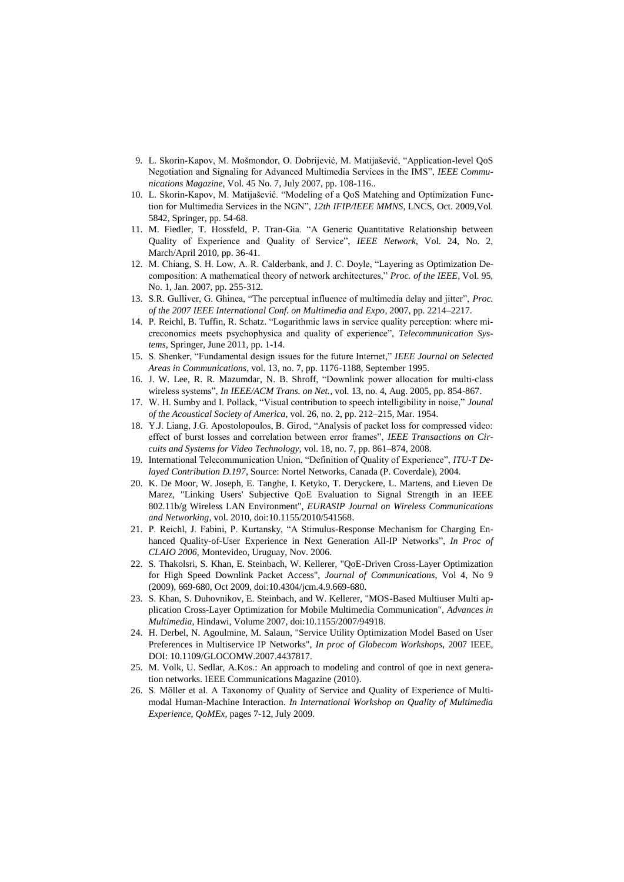9. L. Skorin-Kapov, M. Mošmondor, O. Dobrijević, M. Matijašević, "Application-level QoS Negotiation and Signaling for Advanced Multimedia Services in the IMS", *IEEE Communications Magazine*, Vol. 45 No. 7, July 2007, pp. 108-116..
10. L. Skorin-Kapov, M. Matijašević. "Modeling of a QoS Matching and Optimization Function for Multimedia Services in the NGN", *12th IFIP/IEEE MMNS*, LNCS, Oct. 2009,Vol. 5842, Springer, pp. 54-68.
11. M. Fiedler, T. Hossfeld, P. Tran-Gia. "A Generic Quantitative Relationship between Quality of Experience and Quality of Service", *IEEE Network*, Vol. 24, No. 2, March/April 2010, pp. 36-41.
12. M. Chiang, S. H. Low, A. R. Calderbank, and J. C. Doyle, "Layering as Optimization Decomposition: A mathematical theory of network architectures," *Proc. of the IEEE*, Vol. 95, No. 1, Jan. 2007, pp. 255-312.
13. S.R. Gulliver, G. Ghinea, "The perceptual influence of multimedia delay and jitter", *Proc. of the 2007 IEEE International Conf. on Multimedia and Expo*, 2007, pp. 2214–2217.
14. P. Reichl, B. Tuffin, R. Schatz. "Logarithmic laws in service quality perception: where micreconomics meets psychophysica and quality of experience", *Telecommunication Systems*, Springer, June 2011, pp. 1-14.
15. S. Shenker, "Fundamental design issues for the future Internet," *IEEE Journal on Selected Areas in Communications*, vol. 13, no. 7, pp. 1176-1188, September 1995.
16. J. W. Lee, R. R. Mazumdar, N. B. Shroff, "Downlink power allocation for multi-class wireless systems", *In IEEE/ACM Trans. on Net.*, vol. 13, no. 4, Aug. 2005, pp. 854-867.
17. W. H. Sumby and I. Pollack, "Visual contribution to speech intelligibility in noise," *Jounal of the Acoustical Society of America*, vol. 26, no. 2, pp. 212–215, Mar. 1954.
18. Y.J. Liang, J.G. Apostolopoulos, B. Girod, "Analysis of packet loss for compressed video: effect of burst losses and correlation between error frames", *IEEE Transactions on Circuits and Systems for Video Technology*, vol. 18, no. 7, pp. 861–874, 2008.
19. International Telecommunication Union, "Definition of Quality of Experience", *ITU-T Delayed Contribution D.197*, Source: Nortel Networks, Canada (P. Coverdale), 2004.
20. K. De Moor, W. Joseph, E. Tanghe, I. Ketyko, T. Deryckere, L. Martens, and Lieven De Marez, "Linking Users' Subjective QoE Evaluation to Signal Strength in an IEEE 802.11b/g Wireless LAN Environment", *EURASIP Journal on Wireless Communications and Networking*, vol. 2010, doi:10.1155/2010/541568.
21. P. Reichl, J. Fabini, P. Kurtansky, "A Stimulus-Response Mechanism for Charging Enhanced Quality-of-User Experience in Next Generation All-IP Networks", *In Proc of CLAIO 2006*, Montevideo, Uruguay, Nov. 2006.
22. S. Thakolsri, S. Khan, E. Steinbach, W. Kellerer, "QoE-Driven Cross-Layer Optimization for High Speed Downlink Packet Access", *Journal of Communications*, Vol 4, No 9 (2009), 669-680, Oct 2009, doi:10.4304/jcm.4.9.669-680.
23. S. Khan, S. Duhovnikov, E. Steinbach, and W. Kellerer, "MOS-Based Multiuser Multi application Cross-Layer Optimization for Mobile Multimedia Communication", *Advances in Multimedia*, Hindawi, Volume 2007, doi:10.1155/2007/94918.
24. H. Derbel, N. Agoulmine, M. Salaun, "Service Utility Optimization Model Based on User Preferences in Multiservice IP Networks", *In proc of Globecom Workshops*, 2007 IEEE, DOI: 10.1109/GLOCOMW.2007.4437817.
25. M. Volk, U. Sedlar, A.Kos.: An approach to modeling and control of qoe in next generation networks. IEEE Communications Magazine (2010).
26. S. Möller et al. A Taxonomy of Quality of Service and Quality of Experience of Multimodal Human-Machine Interaction. *In International Workshop on Quality of Multimedia Experience, QoMEx*, pages 7-12, July 2009.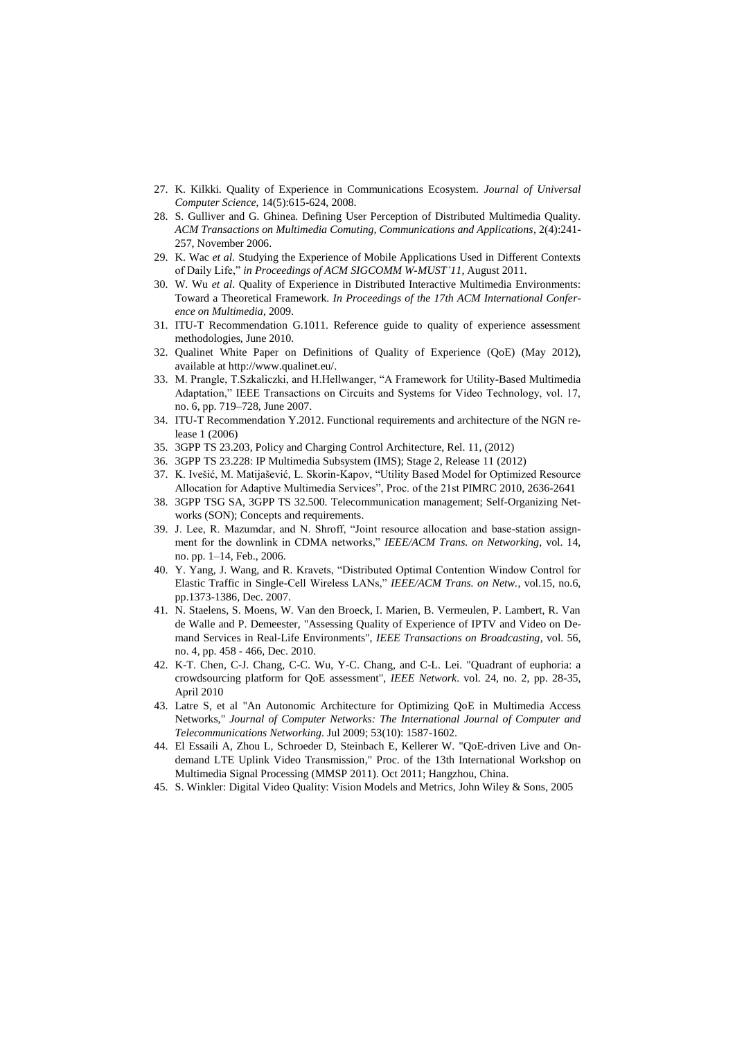27. K. Kilkki. Quality of Experience in Communications Ecosystem. *Journal of Universal Computer Science*, 14(5):615-624, 2008.
28. S. Gulliver and G. Ghinea. Defining User Perception of Distributed Multimedia Quality. *ACM Transactions on Multimedia Comuting, Communications and Applications*, 2(4):241-257, November 2006.
29. K. Wac *et al.* Studying the Experience of Mobile Applications Used in Different Contexts of Daily Life," *in Proceedings of ACM SIGCOMM W-MUST'11*, August 2011.
30. W. Wu *et al*. Quality of Experience in Distributed Interactive Multimedia Environments: Toward a Theoretical Framework. *In Proceedings of the 17th ACM International Conference on Multimedia*, 2009.
31. ITU-T Recommendation G.1011. Reference guide to quality of experience assessment methodologies, June 2010.
32. Qualinet White Paper on Definitions of Quality of Experience (QoE) (May 2012), available at http://www.qualinet.eu/.
33. M. Prangle, T.Szkaliczki, and H.Hellwanger, "A Framework for Utility-Based Multimedia Adaptation," IEEE Transactions on Circuits and Systems for Video Technology, vol. 17, no. 6, pp. 719–728, June 2007.
34. ITU-T Recommendation Y.2012. Functional requirements and architecture of the NGN release 1 (2006)
35. 3GPP TS 23.203, Policy and Charging Control Architecture, Rel. 11, (2012)
36. 3GPP TS 23.228: IP Multimedia Subsystem (IMS); Stage 2, Release 11 (2012)
37. K. Ivešić, M. Matijašević, L. Skorin-Kapov, "Utility Based Model for Optimized Resource Allocation for Adaptive Multimedia Services", Proc. of the 21st PIMRC 2010, 2636-2641
38. 3GPP TSG SA, 3GPP TS 32.500. Telecommunication management; Self-Organizing Networks (SON); Concepts and requirements.
39. J. Lee, R. Mazumdar, and N. Shroff, "Joint resource allocation and base-station assignment for the downlink in CDMA networks," *IEEE/ACM Trans. on Networking*, vol. 14, no. pp. 1–14, Feb., 2006.
40. Y. Yang, J. Wang, and R. Kravets, "Distributed Optimal Contention Window Control for Elastic Traffic in Single-Cell Wireless LANs," *IEEE/ACM Trans. on Netw.*, vol.15, no.6, pp.1373-1386, Dec. 2007.
41. N. Staelens, S. Moens, W. Van den Broeck, I. Marien, B. Vermeulen, P. Lambert, R. Van de Walle and P. Demeester, "Assessing Quality of Experience of IPTV and Video on Demand Services in Real-Life Environments", *IEEE Transactions on Broadcasting*, vol. 56, no. 4, pp. 458 - 466, Dec. 2010.
42. K-T. Chen, C-J. Chang, C-C. Wu, Y-C. Chang, and C-L. Lei. "Quadrant of euphoria: a crowdsourcing platform for QoE assessment", *IEEE Network*. vol. 24, no. 2, pp. 28-35, April 2010
43. Latre S, et al "An Autonomic Architecture for Optimizing QoE in Multimedia Access Networks," *Journal of Computer Networks: The International Journal of Computer and Telecommunications Networking*. Jul 2009; 53(10): 1587-1602.
44. El Essaili A, Zhou L, Schroeder D, Steinbach E, Kellerer W. "QoE-driven Live and On-demand LTE Uplink Video Transmission," Proc. of the 13th International Workshop on Multimedia Signal Processing (MMSP 2011). Oct 2011; Hangzhou, China.
45. S. Winkler: Digital Video Quality: Vision Models and Metrics, John Wiley & Sons, 2005